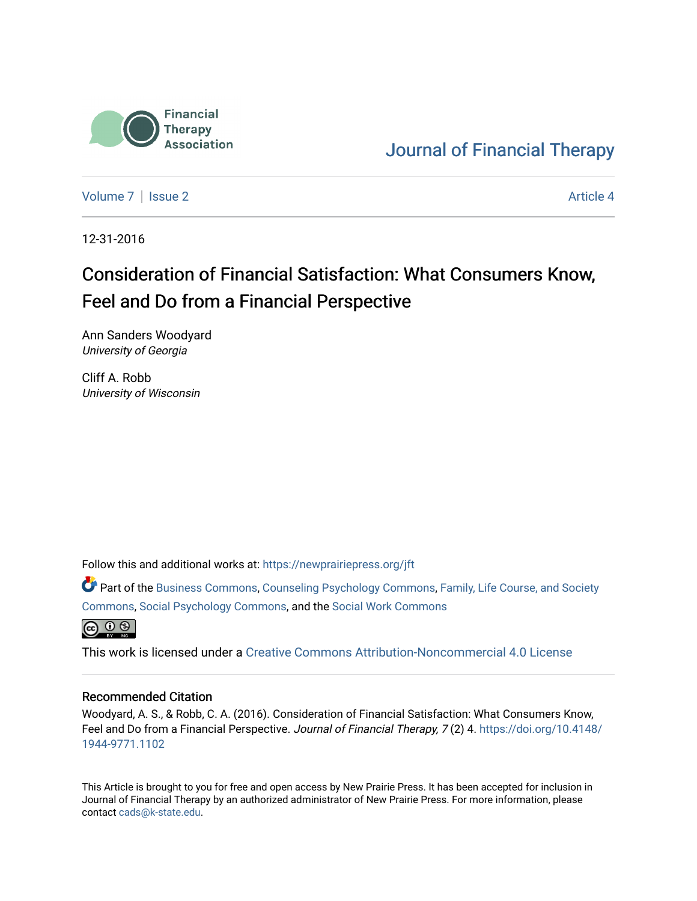Financial Therapy Association

Journal of Financial Therapy

Volume 7 | Issue 2 Article 4

12-31-2016

# Consideration of Financial Satisfaction: What Consumers Know, Feel and Do from a Financial Perspective

Ann Sanders Woodyard
*University of Georgia*

Cliff A. Robb
*University of Wisconsin*

Follow this and additional works at: https://newprairiepress.org/jft

Part of the Business Commons, Counseling Psychology Commons, Family, Life Course, and Society Commons, Social Psychology Commons, and the Social Work Commons

This work is licensed under a Creative Commons Attribution-Noncommercial 4.0 License

## Recommended Citation

Woodyard, A. S., & Robb, C. A. (2016). Consideration of Financial Satisfaction: What Consumers Know, Feel and Do from a Financial Perspective. *Journal of Financial Therapy, 7* (2) 4. https://doi.org/10.4148/1944-9771.1102

This Article is brought to you for free and open access by New Prairie Press. It has been accepted for inclusion in Journal of Financial Therapy by an authorized administrator of New Prairie Press. For more information, please contact cads@k-state.edu.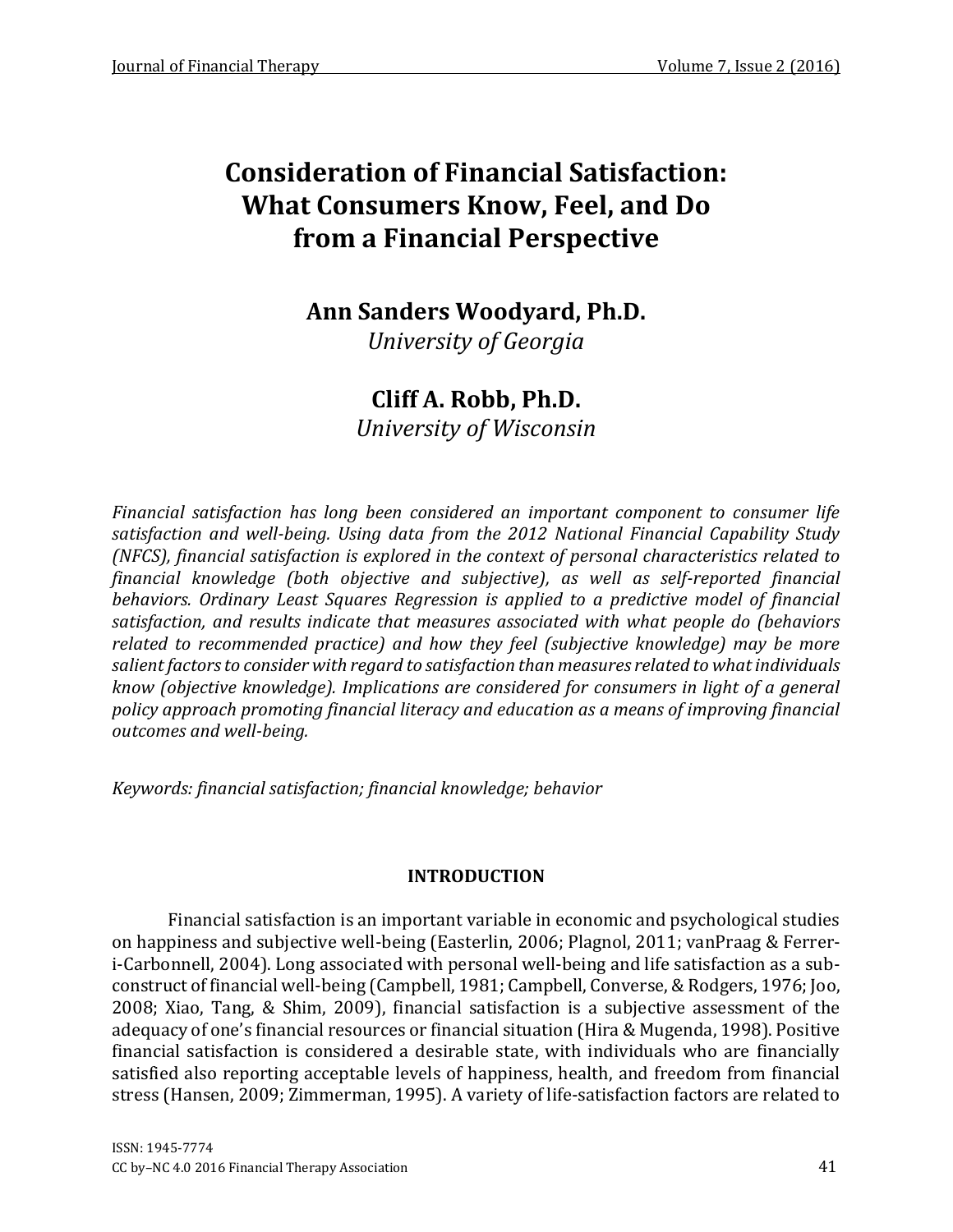# Consideration of Financial Satisfaction: What Consumers Know, Feel, and Do from a Financial Perspective

## Ann Sanders Woodyard, Ph.D.

*University of Georgia*

## Cliff A. Robb, Ph.D.

*University of Wisconsin*

*Financial satisfaction has long been considered an important component to consumer life satisfaction and well-being. Using data from the 2012 National Financial Capability Study (NFCS), financial satisfaction is explored in the context of personal characteristics related to financial knowledge (both objective and subjective), as well as self-reported financial behaviors. Ordinary Least Squares Regression is applied to a predictive model of financial satisfaction, and results indicate that measures associated with what people do (behaviors related to recommended practice) and how they feel (subjective knowledge) may be more salient factors to consider with regard to satisfaction than measures related to what individuals know (objective knowledge). Implications are considered for consumers in light of a general policy approach promoting financial literacy and education as a means of improving financial outcomes and well-being.*

*Keywords: financial satisfaction; financial knowledge; behavior*

## INTRODUCTION

Financial satisfaction is an important variable in economic and psychological studies on happiness and subjective well-being (Easterlin, 2006; Plagnol, 2011; vanPraag & Ferrer-i-Carbonnell, 2004). Long associated with personal well-being and life satisfaction as a sub-construct of financial well-being (Campbell, 1981; Campbell, Converse, & Rodgers, 1976; Joo, 2008; Xiao, Tang, & Shim, 2009), financial satisfaction is a subjective assessment of the adequacy of one's financial resources or financial situation (Hira & Mugenda, 1998). Positive financial satisfaction is considered a desirable state, with individuals who are financially satisfied also reporting acceptable levels of happiness, health, and freedom from financial stress (Hansen, 2009; Zimmerman, 1995). A variety of life-satisfaction factors are related to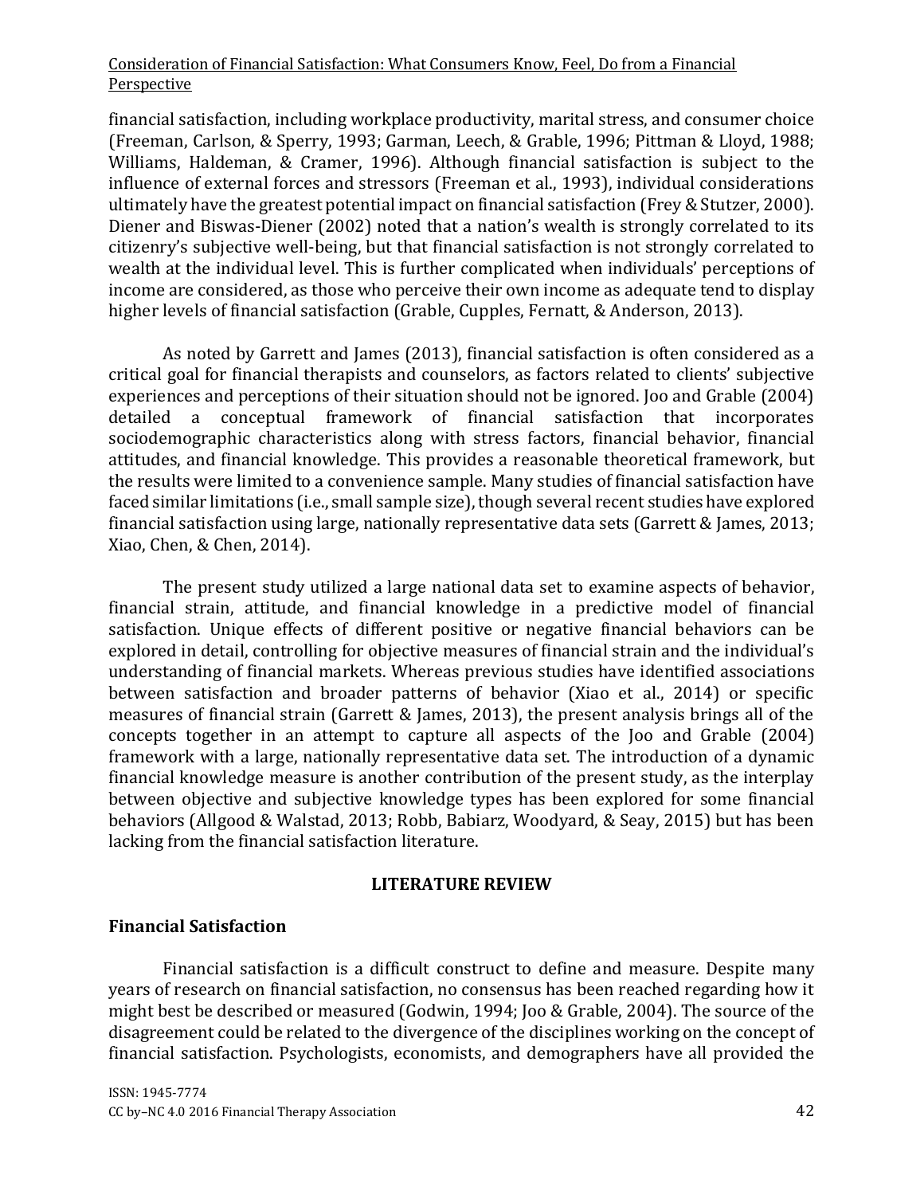financial satisfaction, including workplace productivity, marital stress, and consumer choice (Freeman, Carlson, & Sperry, 1993; Garman, Leech, & Grable, 1996; Pittman & Lloyd, 1988; Williams, Haldeman, & Cramer, 1996). Although financial satisfaction is subject to the influence of external forces and stressors (Freeman et al., 1993), individual considerations ultimately have the greatest potential impact on financial satisfaction (Frey & Stutzer, 2000). Diener and Biswas-Diener (2002) noted that a nation's wealth is strongly correlated to its citizenry's subjective well-being, but that financial satisfaction is not strongly correlated to wealth at the individual level. This is further complicated when individuals' perceptions of income are considered, as those who perceive their own income as adequate tend to display higher levels of financial satisfaction (Grable, Cupples, Fernatt, & Anderson, 2013).

As noted by Garrett and James (2013), financial satisfaction is often considered as a critical goal for financial therapists and counselors, as factors related to clients' subjective experiences and perceptions of their situation should not be ignored. Joo and Grable (2004) detailed a conceptual framework of financial satisfaction that incorporates sociodemographic characteristics along with stress factors, financial behavior, financial attitudes, and financial knowledge. This provides a reasonable theoretical framework, but the results were limited to a convenience sample. Many studies of financial satisfaction have faced similar limitations (i.e., small sample size), though several recent studies have explored financial satisfaction using large, nationally representative data sets (Garrett & James, 2013; Xiao, Chen, & Chen, 2014).

The present study utilized a large national data set to examine aspects of behavior, financial strain, attitude, and financial knowledge in a predictive model of financial satisfaction. Unique effects of different positive or negative financial behaviors can be explored in detail, controlling for objective measures of financial strain and the individual's understanding of financial markets. Whereas previous studies have identified associations between satisfaction and broader patterns of behavior (Xiao et al., 2014) or specific measures of financial strain (Garrett & James, 2013), the present analysis brings all of the concepts together in an attempt to capture all aspects of the Joo and Grable (2004) framework with a large, nationally representative data set. The introduction of a dynamic financial knowledge measure is another contribution of the present study, as the interplay between objective and subjective knowledge types has been explored for some financial behaviors (Allgood & Walstad, 2013; Robb, Babiarz, Woodyard, & Seay, 2015) but has been lacking from the financial satisfaction literature.

## LITERATURE REVIEW

### Financial Satisfaction

Financial satisfaction is a difficult construct to define and measure. Despite many years of research on financial satisfaction, no consensus has been reached regarding how it might best be described or measured (Godwin, 1994; Joo & Grable, 2004). The source of the disagreement could be related to the divergence of the disciplines working on the concept of financial satisfaction. Psychologists, economists, and demographers have all provided the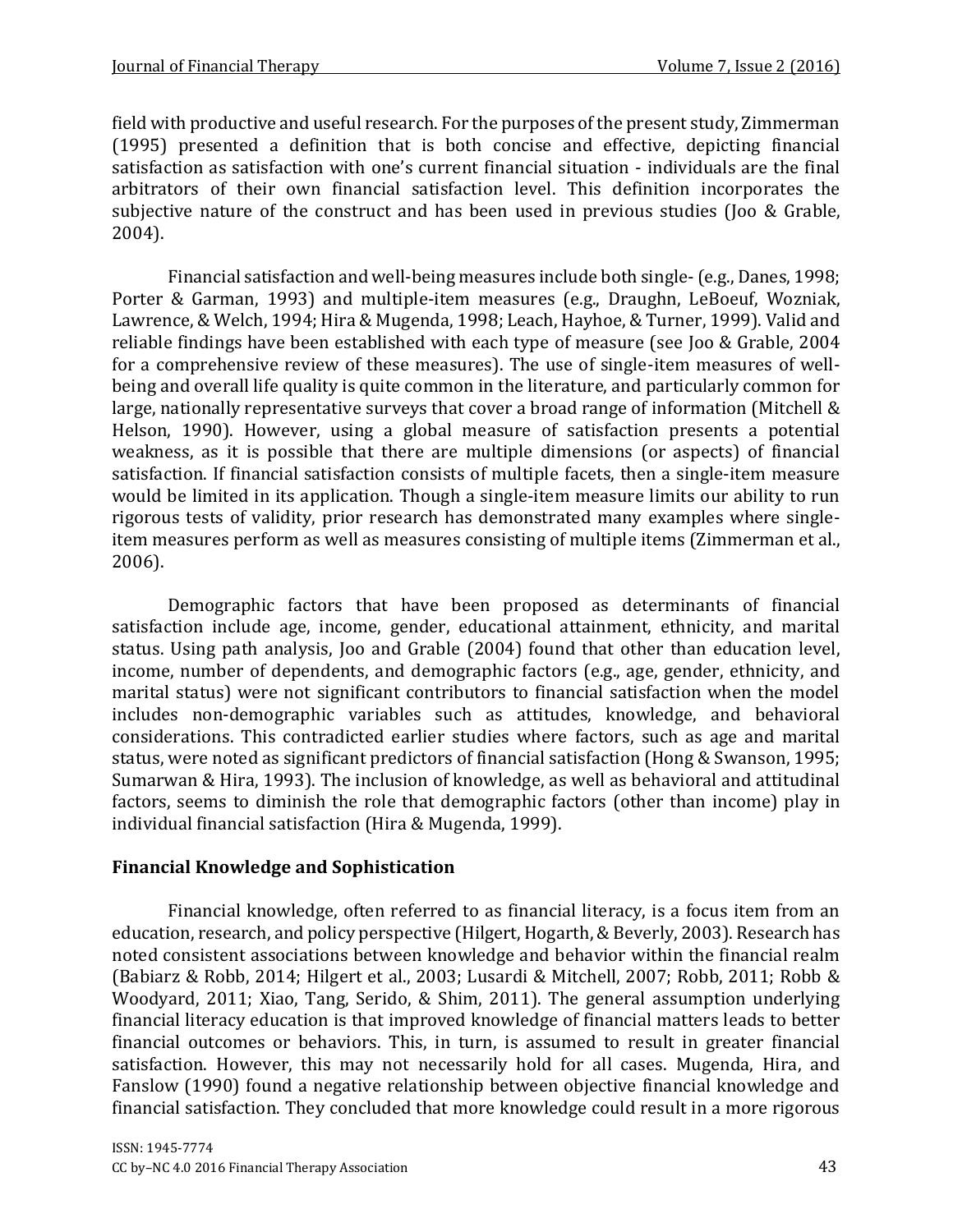field with productive and useful research. For the purposes of the present study, Zimmerman (1995) presented a definition that is both concise and effective, depicting financial satisfaction as satisfaction with one's current financial situation - individuals are the final arbitrators of their own financial satisfaction level. This definition incorporates the subjective nature of the construct and has been used in previous studies (Joo & Grable, 2004).

Financial satisfaction and well-being measures include both single- (e.g., Danes, 1998; Porter & Garman, 1993) and multiple-item measures (e.g., Draughn, LeBoeuf, Wozniak, Lawrence, & Welch, 1994; Hira & Mugenda, 1998; Leach, Hayhoe, & Turner, 1999). Valid and reliable findings have been established with each type of measure (see Joo & Grable, 2004 for a comprehensive review of these measures). The use of single-item measures of well-being and overall life quality is quite common in the literature, and particularly common for large, nationally representative surveys that cover a broad range of information (Mitchell & Helson, 1990). However, using a global measure of satisfaction presents a potential weakness, as it is possible that there are multiple dimensions (or aspects) of financial satisfaction. If financial satisfaction consists of multiple facets, then a single-item measure would be limited in its application. Though a single-item measure limits our ability to run rigorous tests of validity, prior research has demonstrated many examples where single-item measures perform as well as measures consisting of multiple items (Zimmerman et al., 2006).

Demographic factors that have been proposed as determinants of financial satisfaction include age, income, gender, educational attainment, ethnicity, and marital status. Using path analysis, Joo and Grable (2004) found that other than education level, income, number of dependents, and demographic factors (e.g., age, gender, ethnicity, and marital status) were not significant contributors to financial satisfaction when the model includes non-demographic variables such as attitudes, knowledge, and behavioral considerations. This contradicted earlier studies where factors, such as age and marital status, were noted as significant predictors of financial satisfaction (Hong & Swanson, 1995; Sumarwan & Hira, 1993). The inclusion of knowledge, as well as behavioral and attitudinal factors, seems to diminish the role that demographic factors (other than income) play in individual financial satisfaction (Hira & Mugenda, 1999).

## Financial Knowledge and Sophistication

Financial knowledge, often referred to as financial literacy, is a focus item from an education, research, and policy perspective (Hilgert, Hogarth, & Beverly, 2003). Research has noted consistent associations between knowledge and behavior within the financial realm (Babiarz & Robb, 2014; Hilgert et al., 2003; Lusardi & Mitchell, 2007; Robb, 2011; Robb & Woodyard, 2011; Xiao, Tang, Serido, & Shim, 2011). The general assumption underlying financial literacy education is that improved knowledge of financial matters leads to better financial outcomes or behaviors. This, in turn, is assumed to result in greater financial satisfaction. However, this may not necessarily hold for all cases. Mugenda, Hira, and Fanslow (1990) found a negative relationship between objective financial knowledge and financial satisfaction. They concluded that more knowledge could result in a more rigorous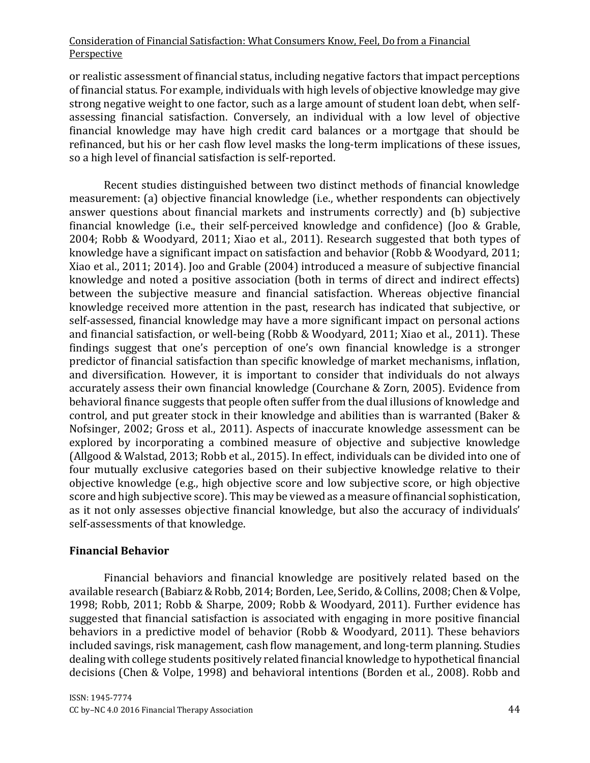or realistic assessment of financial status, including negative factors that impact perceptions of financial status. For example, individuals with high levels of objective knowledge may give strong negative weight to one factor, such as a large amount of student loan debt, when self-assessing financial satisfaction. Conversely, an individual with a low level of objective financial knowledge may have high credit card balances or a mortgage that should be refinanced, but his or her cash flow level masks the long-term implications of these issues, so a high level of financial satisfaction is self-reported.

Recent studies distinguished between two distinct methods of financial knowledge measurement: (a) objective financial knowledge (i.e., whether respondents can objectively answer questions about financial markets and instruments correctly) and (b) subjective financial knowledge (i.e., their self-perceived knowledge and confidence) (Joo & Grable, 2004; Robb & Woodyard, 2011; Xiao et al., 2011). Research suggested that both types of knowledge have a significant impact on satisfaction and behavior (Robb & Woodyard, 2011; Xiao et al., 2011; 2014). Joo and Grable (2004) introduced a measure of subjective financial knowledge and noted a positive association (both in terms of direct and indirect effects) between the subjective measure and financial satisfaction. Whereas objective financial knowledge received more attention in the past, research has indicated that subjective, or self-assessed, financial knowledge may have a more significant impact on personal actions and financial satisfaction, or well-being (Robb & Woodyard, 2011; Xiao et al., 2011). These findings suggest that one's perception of one's own financial knowledge is a stronger predictor of financial satisfaction than specific knowledge of market mechanisms, inflation, and diversification. However, it is important to consider that individuals do not always accurately assess their own financial knowledge (Courchane & Zorn, 2005). Evidence from behavioral finance suggests that people often suffer from the dual illusions of knowledge and control, and put greater stock in their knowledge and abilities than is warranted (Baker & Nofsinger, 2002; Gross et al., 2011). Aspects of inaccurate knowledge assessment can be explored by incorporating a combined measure of objective and subjective knowledge (Allgood & Walstad, 2013; Robb et al., 2015). In effect, individuals can be divided into one of four mutually exclusive categories based on their subjective knowledge relative to their objective knowledge (e.g., high objective score and low subjective score, or high objective score and high subjective score). This may be viewed as a measure of financial sophistication, as it not only assesses objective financial knowledge, but also the accuracy of individuals' self-assessments of that knowledge.

## Financial Behavior

Financial behaviors and financial knowledge are positively related based on the available research (Babiarz & Robb, 2014; Borden, Lee, Serido, & Collins, 2008; Chen & Volpe, 1998; Robb, 2011; Robb & Sharpe, 2009; Robb & Woodyard, 2011). Further evidence has suggested that financial satisfaction is associated with engaging in more positive financial behaviors in a predictive model of behavior (Robb & Woodyard, 2011). These behaviors included savings, risk management, cash flow management, and long-term planning. Studies dealing with college students positively related financial knowledge to hypothetical financial decisions (Chen & Volpe, 1998) and behavioral intentions (Borden et al., 2008). Robb and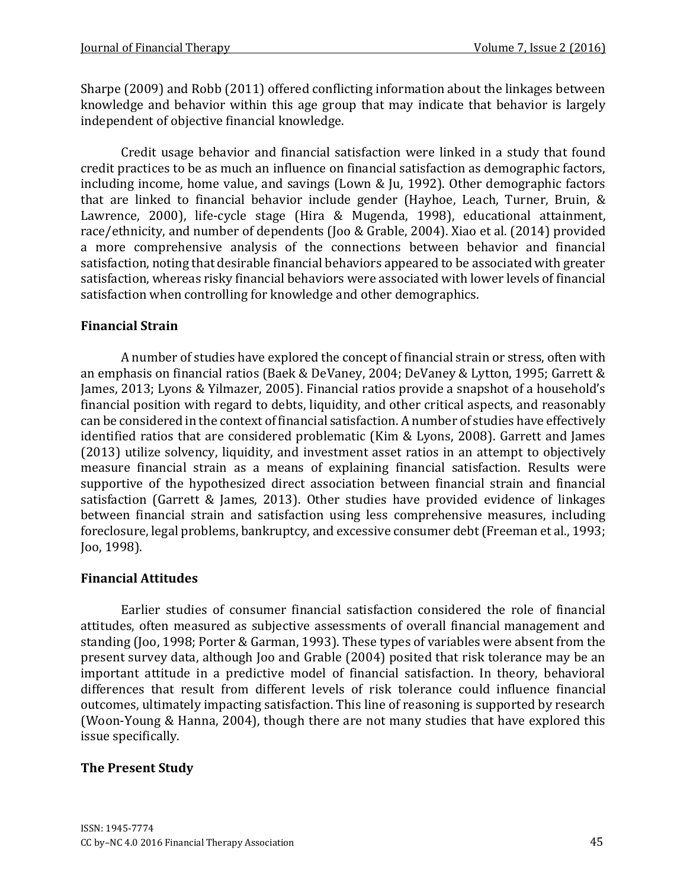Sharpe (2009) and Robb (2011) offered conflicting information about the linkages between knowledge and behavior within this age group that may indicate that behavior is largely independent of objective financial knowledge.

Credit usage behavior and financial satisfaction were linked in a study that found credit practices to be as much an influence on financial satisfaction as demographic factors, including income, home value, and savings (Lown & Ju, 1992). Other demographic factors that are linked to financial behavior include gender (Hayhoe, Leach, Turner, Bruin, & Lawrence, 2000), life-cycle stage (Hira & Mugenda, 1998), educational attainment, race/ethnicity, and number of dependents (Joo & Grable, 2004). Xiao et al. (2014) provided a more comprehensive analysis of the connections between behavior and financial satisfaction, noting that desirable financial behaviors appeared to be associated with greater satisfaction, whereas risky financial behaviors were associated with lower levels of financial satisfaction when controlling for knowledge and other demographics.

## Financial Strain

A number of studies have explored the concept of financial strain or stress, often with an emphasis on financial ratios (Baek & DeVaney, 2004; DeVaney & Lytton, 1995; Garrett & James, 2013; Lyons & Yilmazer, 2005). Financial ratios provide a snapshot of a household's financial position with regard to debts, liquidity, and other critical aspects, and reasonably can be considered in the context of financial satisfaction. A number of studies have effectively identified ratios that are considered problematic (Kim & Lyons, 2008). Garrett and James (2013) utilize solvency, liquidity, and investment asset ratios in an attempt to objectively measure financial strain as a means of explaining financial satisfaction. Results were supportive of the hypothesized direct association between financial strain and financial satisfaction (Garrett & James, 2013). Other studies have provided evidence of linkages between financial strain and satisfaction using less comprehensive measures, including foreclosure, legal problems, bankruptcy, and excessive consumer debt (Freeman et al., 1993; Joo, 1998).

## Financial Attitudes

Earlier studies of consumer financial satisfaction considered the role of financial attitudes, often measured as subjective assessments of overall financial management and standing (Joo, 1998; Porter & Garman, 1993). These types of variables were absent from the present survey data, although Joo and Grable (2004) posited that risk tolerance may be an important attitude in a predictive model of financial satisfaction. In theory, behavioral differences that result from different levels of risk tolerance could influence financial outcomes, ultimately impacting satisfaction. This line of reasoning is supported by research (Woon-Young & Hanna, 2004), though there are not many studies that have explored this issue specifically.

## The Present Study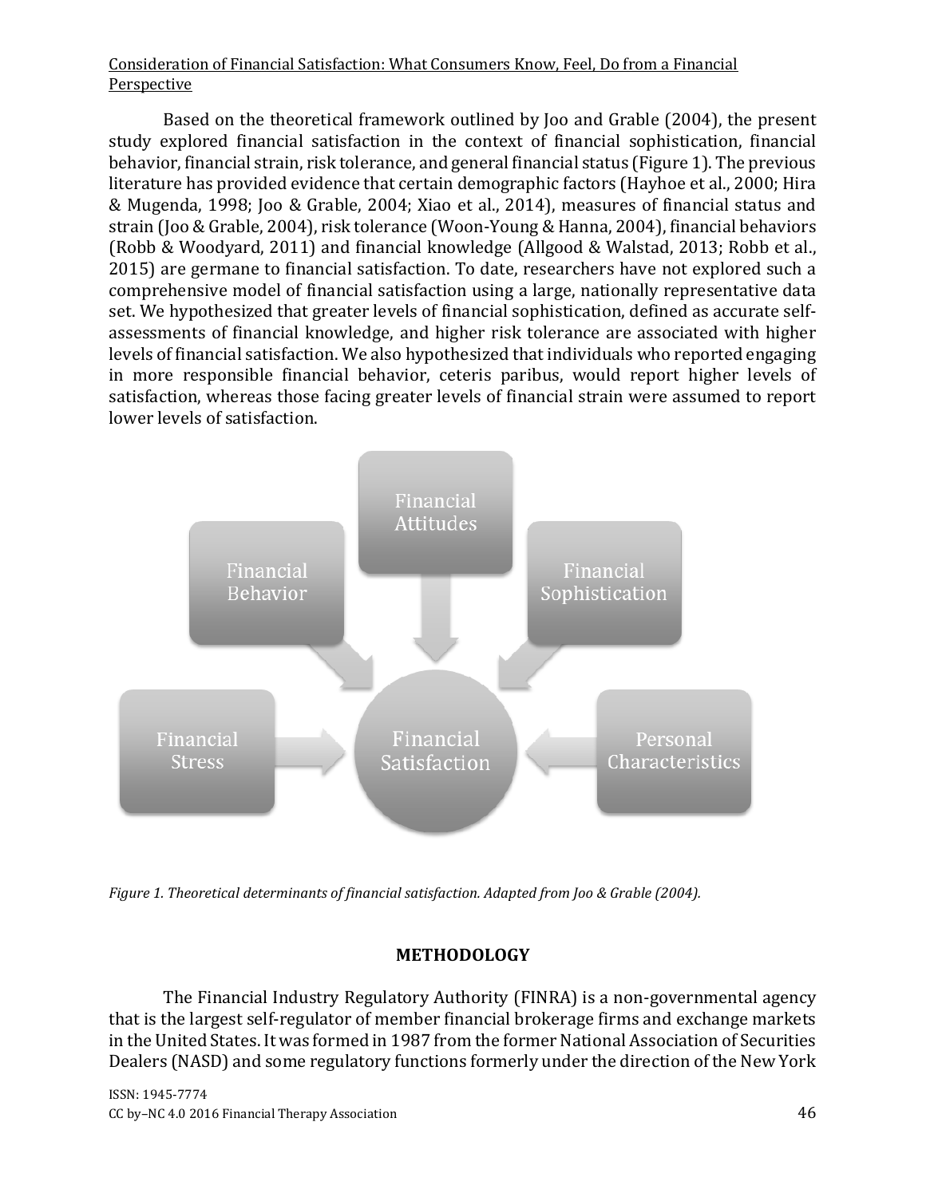Based on the theoretical framework outlined by Joo and Grable (2004), the present study explored financial satisfaction in the context of financial sophistication, financial behavior, financial strain, risk tolerance, and general financial status (Figure 1). The previous literature has provided evidence that certain demographic factors (Hayhoe et al., 2000; Hira & Mugenda, 1998; Joo & Grable, 2004; Xiao et al., 2014), measures of financial status and strain (Joo & Grable, 2004), risk tolerance (Woon-Young & Hanna, 2004), financial behaviors (Robb & Woodyard, 2011) and financial knowledge (Allgood & Walstad, 2013; Robb et al., 2015) are germane to financial satisfaction. To date, researchers have not explored such a comprehensive model of financial satisfaction using a large, nationally representative data set. We hypothesized that greater levels of financial sophistication, defined as accurate self-assessments of financial knowledge, and higher risk tolerance are associated with higher levels of financial satisfaction. We also hypothesized that individuals who reported engaging in more responsible financial behavior, ceteris paribus, would report higher levels of satisfaction, whereas those facing greater levels of financial strain were assumed to report lower levels of satisfaction.

Financial Behavior | Financial Attitudes | Financial Sophistication | Financial Stress | Financial Satisfaction | Personal Characteristics

*Figure 1. Theoretical determinants of financial satisfaction. Adapted from Joo & Grable (2004).*

## METHODOLOGY

The Financial Industry Regulatory Authority (FINRA) is a non-governmental agency that is the largest self-regulator of member financial brokerage firms and exchange markets in the United States. It was formed in 1987 from the former National Association of Securities Dealers (NASD) and some regulatory functions formerly under the direction of the New York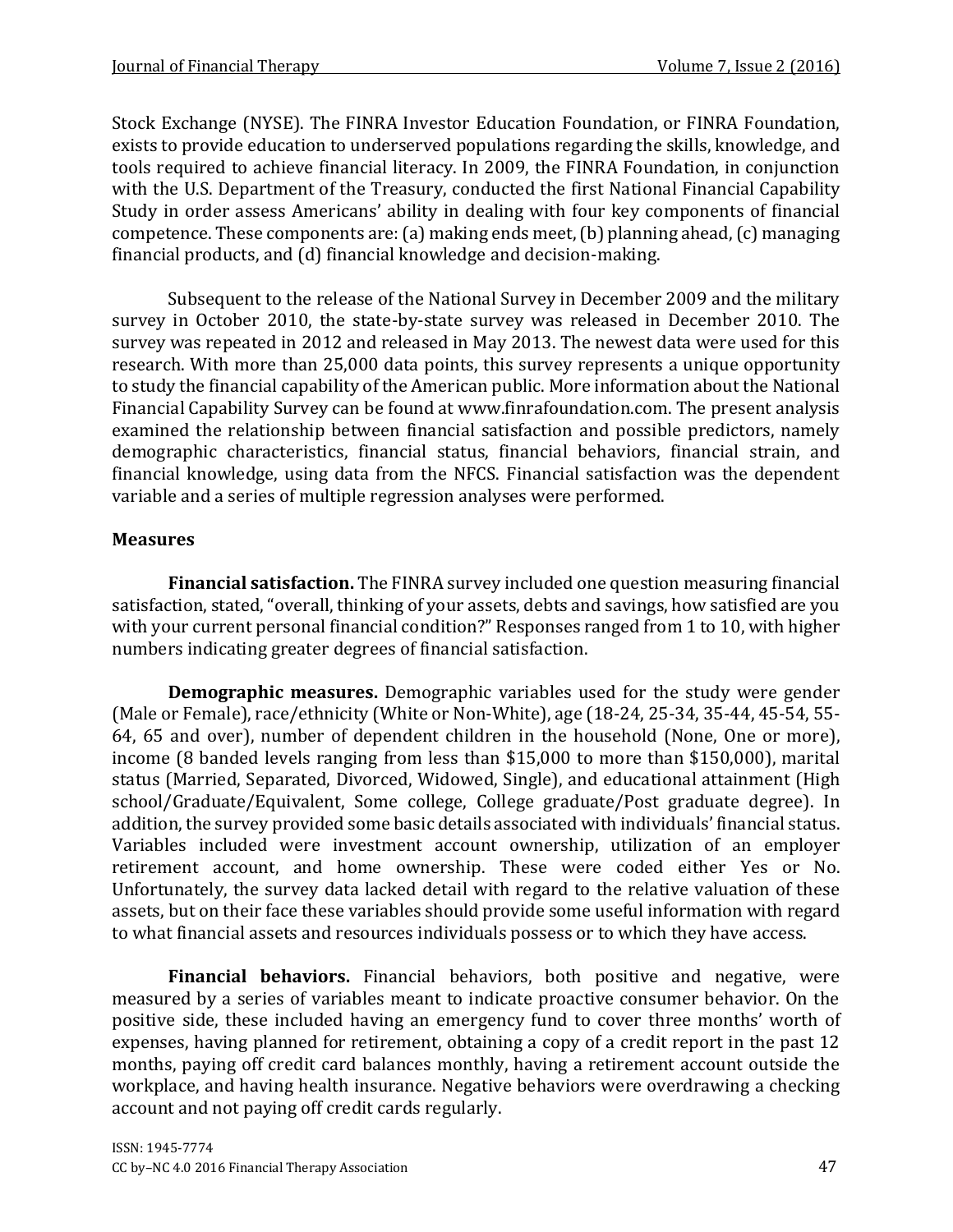Stock Exchange (NYSE). The FINRA Investor Education Foundation, or FINRA Foundation, exists to provide education to underserved populations regarding the skills, knowledge, and tools required to achieve financial literacy. In 2009, the FINRA Foundation, in conjunction with the U.S. Department of the Treasury, conducted the first National Financial Capability Study in order assess Americans' ability in dealing with four key components of financial competence. These components are: (a) making ends meet, (b) planning ahead, (c) managing financial products, and (d) financial knowledge and decision-making.

Subsequent to the release of the National Survey in December 2009 and the military survey in October 2010, the state-by-state survey was released in December 2010. The survey was repeated in 2012 and released in May 2013. The newest data were used for this research. With more than 25,000 data points, this survey represents a unique opportunity to study the financial capability of the American public. More information about the National Financial Capability Survey can be found at www.finrafoundation.com. The present analysis examined the relationship between financial satisfaction and possible predictors, namely demographic characteristics, financial status, financial behaviors, financial strain, and financial knowledge, using data from the NFCS. Financial satisfaction was the dependent variable and a series of multiple regression analyses were performed.

### Measures

**Financial satisfaction.** The FINRA survey included one question measuring financial satisfaction, stated, "overall, thinking of your assets, debts and savings, how satisfied are you with your current personal financial condition?" Responses ranged from 1 to 10, with higher numbers indicating greater degrees of financial satisfaction.

**Demographic measures.** Demographic variables used for the study were gender (Male or Female), race/ethnicity (White or Non-White), age (18-24, 25-34, 35-44, 45-54, 55-64, 65 and over), number of dependent children in the household (None, One or more), income (8 banded levels ranging from less than $15,000 to more than $150,000), marital status (Married, Separated, Divorced, Widowed, Single), and educational attainment (High school/Graduate/Equivalent, Some college, College graduate/Post graduate degree). In addition, the survey provided some basic details associated with individuals' financial status. Variables included were investment account ownership, utilization of an employer retirement account, and home ownership. These were coded either Yes or No. Unfortunately, the survey data lacked detail with regard to the relative valuation of these assets, but on their face these variables should provide some useful information with regard to what financial assets and resources individuals possess or to which they have access.

**Financial behaviors.** Financial behaviors, both positive and negative, were measured by a series of variables meant to indicate proactive consumer behavior. On the positive side, these included having an emergency fund to cover three months' worth of expenses, having planned for retirement, obtaining a copy of a credit report in the past 12 months, paying off credit card balances monthly, having a retirement account outside the workplace, and having health insurance. Negative behaviors were overdrawing a checking account and not paying off credit cards regularly.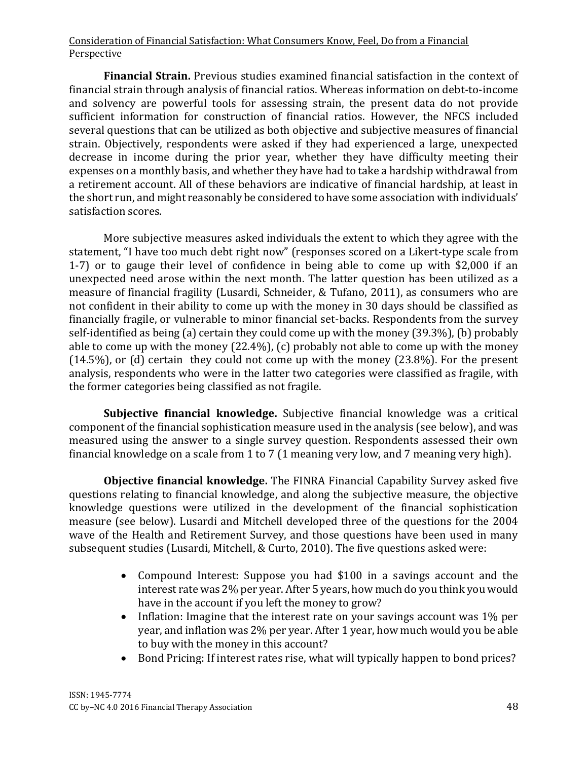**Financial Strain.** Previous studies examined financial satisfaction in the context of financial strain through analysis of financial ratios. Whereas information on debt-to-income and solvency are powerful tools for assessing strain, the present data do not provide sufficient information for construction of financial ratios. However, the NFCS included several questions that can be utilized as both objective and subjective measures of financial strain. Objectively, respondents were asked if they had experienced a large, unexpected decrease in income during the prior year, whether they have difficulty meeting their expenses on a monthly basis, and whether they have had to take a hardship withdrawal from a retirement account. All of these behaviors are indicative of financial hardship, at least in the short run, and might reasonably be considered to have some association with individuals' satisfaction scores.

More subjective measures asked individuals the extent to which they agree with the statement, "I have too much debt right now" (responses scored on a Likert-type scale from 1-7) or to gauge their level of confidence in being able to come up with $2,000 if an unexpected need arose within the next month. The latter question has been utilized as a measure of financial fragility (Lusardi, Schneider, & Tufano, 2011), as consumers who are not confident in their ability to come up with the money in 30 days should be classified as financially fragile, or vulnerable to minor financial set-backs. Respondents from the survey self-identified as being (a) certain they could come up with the money (39.3%), (b) probably able to come up with the money (22.4%), (c) probably not able to come up with the money (14.5%), or (d) certain they could not come up with the money (23.8%). For the present analysis, respondents who were in the latter two categories were classified as fragile, with the former categories being classified as not fragile.

**Subjective financial knowledge.** Subjective financial knowledge was a critical component of the financial sophistication measure used in the analysis (see below), and was measured using the answer to a single survey question. Respondents assessed their own financial knowledge on a scale from 1 to 7 (1 meaning very low, and 7 meaning very high).

**Objective financial knowledge.** The FINRA Financial Capability Survey asked five questions relating to financial knowledge, and along the subjective measure, the objective knowledge questions were utilized in the development of the financial sophistication measure (see below). Lusardi and Mitchell developed three of the questions for the 2004 wave of the Health and Retirement Survey, and those questions have been used in many subsequent studies (Lusardi, Mitchell, & Curto, 2010). The five questions asked were:

- Compound Interest: Suppose you had $100 in a savings account and the interest rate was 2% per year. After 5 years, how much do you think you would have in the account if you left the money to grow?
- Inflation: Imagine that the interest rate on your savings account was 1% per year, and inflation was 2% per year. After 1 year, how much would you be able to buy with the money in this account?
- Bond Pricing: If interest rates rise, what will typically happen to bond prices?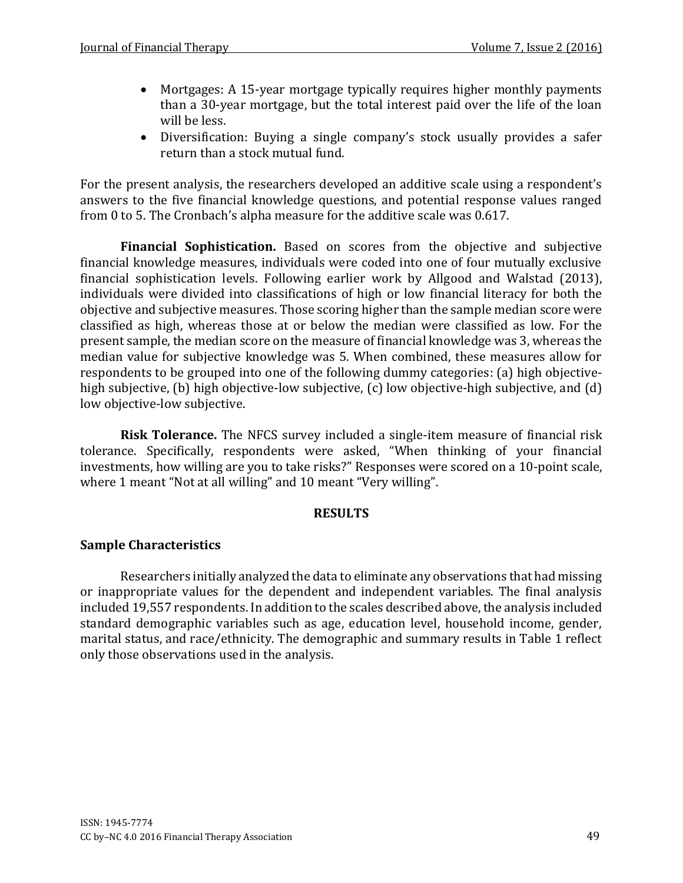- Mortgages: A 15-year mortgage typically requires higher monthly payments than a 30-year mortgage, but the total interest paid over the life of the loan will be less.
- Diversification: Buying a single company's stock usually provides a safer return than a stock mutual fund.

For the present analysis, the researchers developed an additive scale using a respondent's answers to the five financial knowledge questions, and potential response values ranged from 0 to 5. The Cronbach's alpha measure for the additive scale was 0.617.

**Financial Sophistication.** Based on scores from the objective and subjective financial knowledge measures, individuals were coded into one of four mutually exclusive financial sophistication levels. Following earlier work by Allgood and Walstad (2013), individuals were divided into classifications of high or low financial literacy for both the objective and subjective measures. Those scoring higher than the sample median score were classified as high, whereas those at or below the median were classified as low. For the present sample, the median score on the measure of financial knowledge was 3, whereas the median value for subjective knowledge was 5. When combined, these measures allow for respondents to be grouped into one of the following dummy categories: (a) high objective-high subjective, (b) high objective-low subjective, (c) low objective-high subjective, and (d) low objective-low subjective.

**Risk Tolerance.** The NFCS survey included a single-item measure of financial risk tolerance. Specifically, respondents were asked, "When thinking of your financial investments, how willing are you to take risks?" Responses were scored on a 10-point scale, where 1 meant "Not at all willing" and 10 meant "Very willing".

## RESULTS

### Sample Characteristics

Researchers initially analyzed the data to eliminate any observations that had missing or inappropriate values for the dependent and independent variables. The final analysis included 19,557 respondents. In addition to the scales described above, the analysis included standard demographic variables such as age, education level, household income, gender, marital status, and race/ethnicity. The demographic and summary results in Table 1 reflect only those observations used in the analysis.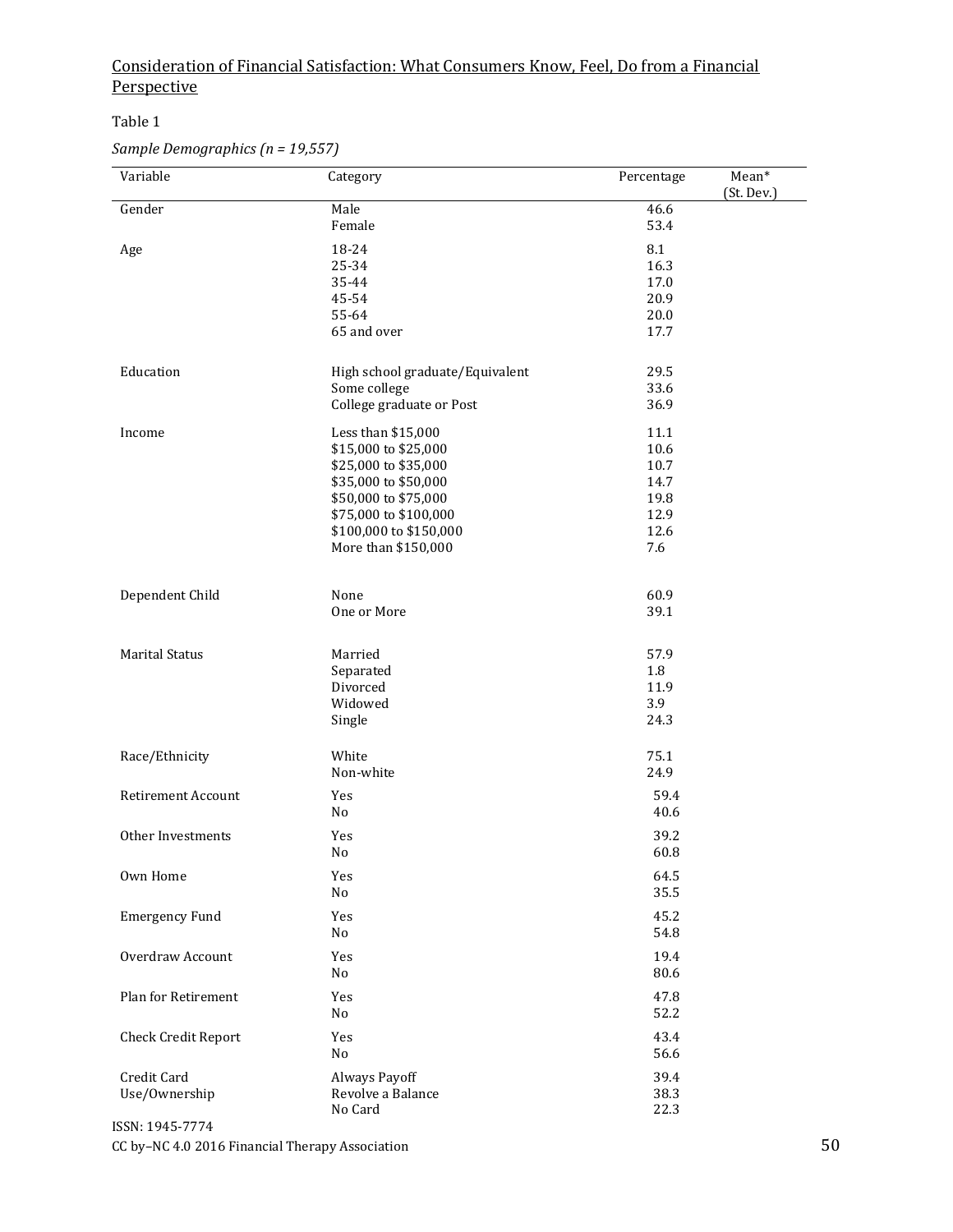Table 1

*Sample Demographics (n = 19,557)*

| Variable | Category | Percentage | Mean* (St. Dev.) |
|---|---|---|---|
| Gender | Male | 46.6 | |
| | Female | 53.4 | |
| Age | 18-24 | 8.1 | |
| | 25-34 | 16.3 | |
| | 35-44 | 17.0 | |
| | 45-54 | 20.9 | |
| | 55-64 | 20.0 | |
| | 65 and over | 17.7 | |
| Education | High school graduate/Equivalent | 29.5 | |
| | Some college | 33.6 | |
| | College graduate or Post | 36.9 | |
| Income | Less than $15,000 | 11.1 | |
| | $15,000 to $25,000 | 10.6 | |
| | $25,000 to $35,000 | 10.7 | |
| | $35,000 to $50,000 | 14.7 | |
| | $50,000 to $75,000 | 19.8 | |
| | $75,000 to $100,000 | 12.9 | |
| | $100,000 to $150,000 | 12.6 | |
| | More than $150,000 | 7.6 | |
| Dependent Child | None | 60.9 | |
| | One or More | 39.1 | |
| Marital Status | Married | 57.9 | |
| | Separated | 1.8 | |
| | Divorced | 11.9 | |
| | Widowed | 3.9 | |
| | Single | 24.3 | |
| Race/Ethnicity | White | 75.1 | |
| | Non-white | 24.9 | |
| Retirement Account | Yes | 59.4 | |
| | No | 40.6 | |
| Other Investments | Yes | 39.2 | |
| | No | 60.8 | |
| Own Home | Yes | 64.5 | |
| | No | 35.5 | |
| Emergency Fund | Yes | 45.2 | |
| | No | 54.8 | |
| Overdraw Account | Yes | 19.4 | |
| | No | 80.6 | |
| Plan for Retirement | Yes | 47.8 | |
| | No | 52.2 | |
| Check Credit Report | Yes | 43.4 | |
| | No | 56.6 | |
| Credit Card Use/Ownership | Always Payoff | 39.4 | |
| | Revolve a Balance | 38.3 | |
| | No Card | 22.3 | |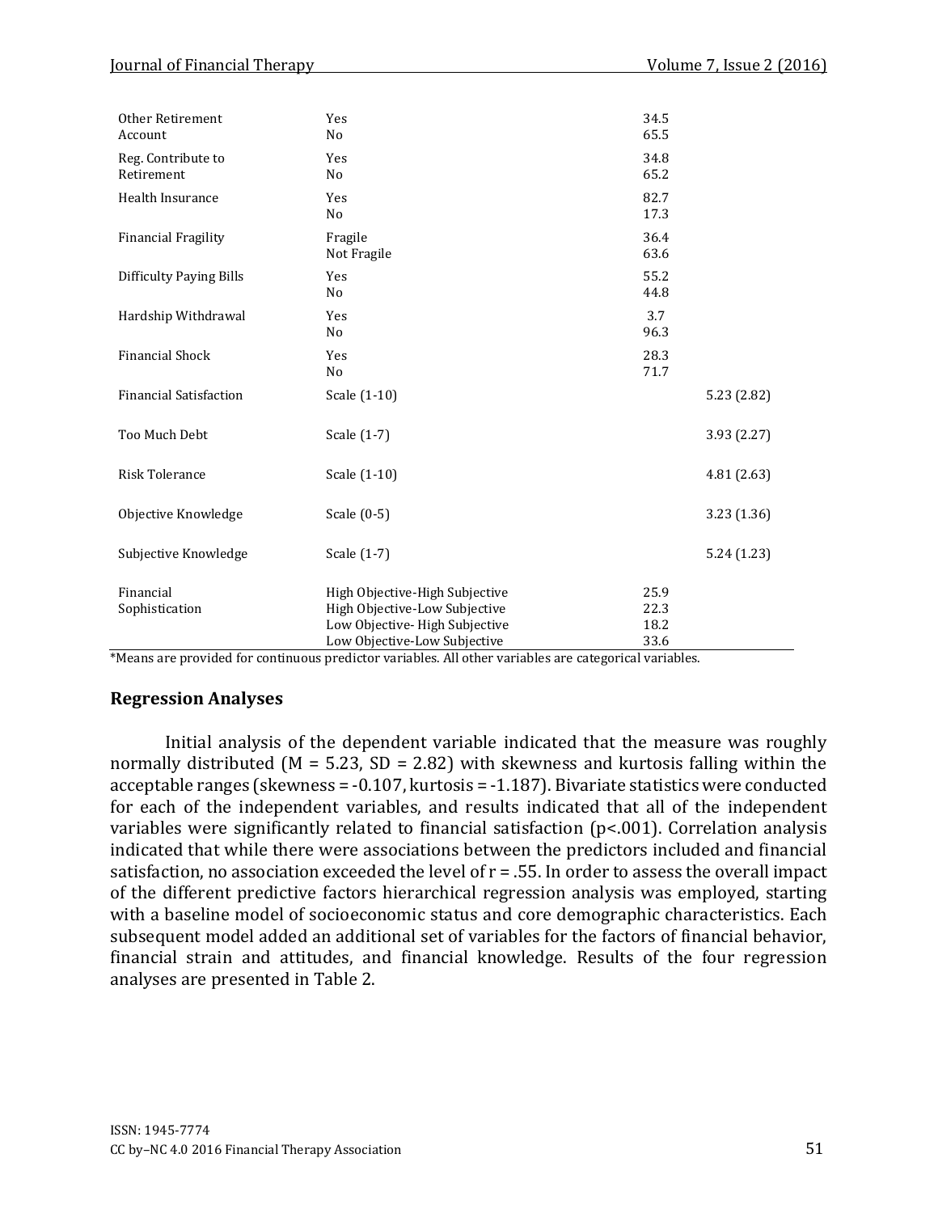| | | | |
|---|---|---|---|
| Other Retirement Account | Yes | 34.5 | |
| | No | 65.5 | |
| Reg. Contribute to Retirement | Yes | 34.8 | |
| | No | 65.2 | |
| Health Insurance | Yes | 82.7 | |
| | No | 17.3 | |
| Financial Fragility | Fragile | 36.4 | |
| | Not Fragile | 63.6 | |
| Difficulty Paying Bills | Yes | 55.2 | |
| | No | 44.8 | |
| Hardship Withdrawal | Yes | 3.7 | |
| | No | 96.3 | |
| Financial Shock | Yes | 28.3 | |
| | No | 71.7 | |
| Financial Satisfaction | Scale (1-10) | | 5.23 (2.82) |
| Too Much Debt | Scale (1-7) | | 3.93 (2.27) |
| Risk Tolerance | Scale (1-10) | | 4.81 (2.63) |
| Objective Knowledge | Scale (0-5) | | 3.23 (1.36) |
| Subjective Knowledge | Scale (1-7) | | 5.24 (1.23) |
| Financial Sophistication | High Objective-High Subjective | 25.9 | |
| | High Objective-Low Subjective | 22.3 | |
| | Low Objective- High Subjective | 18.2 | |
| | Low Objective-Low Subjective | 33.6 | |

*Means are provided for continuous predictor variables. All other variables are categorical variables.

## Regression Analyses

Initial analysis of the dependent variable indicated that the measure was roughly normally distributed (M = 5.23, SD = 2.82) with skewness and kurtosis falling within the acceptable ranges (skewness = -0.107, kurtosis = -1.187). Bivariate statistics were conducted for each of the independent variables, and results indicated that all of the independent variables were significantly related to financial satisfaction ($p<.001$). Correlation analysis indicated that while there were associations between the predictors included and financial satisfaction, no association exceeded the level of $r = .55$. In order to assess the overall impact of the different predictive factors hierarchical regression analysis was employed, starting with a baseline model of socioeconomic status and core demographic characteristics. Each subsequent model added an additional set of variables for the factors of financial behavior, financial strain and attitudes, and financial knowledge. Results of the four regression analyses are presented in Table 2.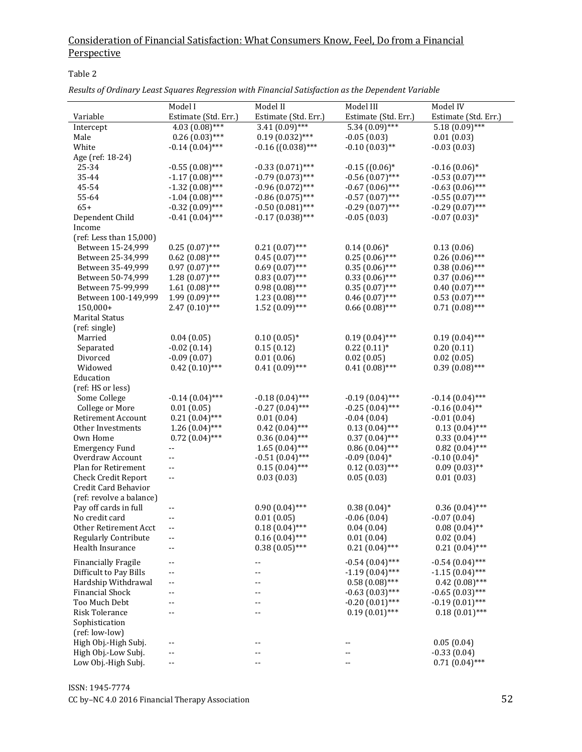Consideration of Financial Satisfaction: What Consumers Know, Feel, Do from a Financial Perspective

Table 2

*Results of Ordinary Least Squares Regression with Financial Satisfaction as the Dependent Variable*

| Variable | Model I Estimate (Std. Err.) | Model II Estimate (Std. Err.) | Model III Estimate (Std. Err.) | Model IV Estimate (Std. Err.) |
|---|---|---|---|---|
| Intercept | 4.03 (0.08)*** | 3.41 (0.09)*** | 5.34 (0.09)*** | 5.18 (0.09)*** |
| Male | 0.26 (0.03)*** | 0.19 (0.032)*** | -0.05 (0.03) | 0.01 (0.03) |
| White | -0.14 (0.04)*** | -0.16 ((0.038)*** | -0.10 (0.03)** | -0.03 (0.03) |
| Age (ref: 18-24) | | | | |
| 25-34 | -0.55 (0.08)*** | -0.33 (0.071)*** | -0.15 ((0.06)* | -0.16 (0.06)* |
| 35-44 | -1.17 (0.08)*** | -0.79 (0.073)*** | -0.56 (0.07)*** | -0.53 (0.07)*** |
| 45-54 | -1.32 (0.08)*** | -0.96 (0.072)*** | -0.67 (0.06)*** | -0.63 (0.06)*** |
| 55-64 | -1.04 (0.08)*** | -0.86 (0.075)*** | -0.57 (0.07)*** | -0.55 (0.07)*** |
| 65+ | -0.32 (0.09)*** | -0.50 (0.081)*** | -0.29 (0.07)*** | -0.29 (0.07)*** |
| Dependent Child | -0.41 (0.04)*** | -0.17 (0.038)*** | -0.05 (0.03) | -0.07 (0.03)* |
| Income (ref: Less than 15,000) | | | | |
| Between 15-24,999 | 0.25 (0.07)*** | 0.21 (0.07)*** | 0.14 (0.06)* | 0.13 (0.06) |
| Between 25-34,999 | 0.62 (0.08)*** | 0.45 (0.07)*** | 0.25 (0.06)*** | 0.26 (0.06)*** |
| Between 35-49,999 | 0.97 (0.07)*** | 0.69 (0.07)*** | 0.35 (0.06)*** | 0.38 (0.06)*** |
| Between 50-74,999 | 1.28 (0.07)*** | 0.83 (0.07)*** | 0.33 (0.06)*** | 0.37 (0.06)*** |
| Between 75-99,999 | 1.61 (0.08)*** | 0.98 (0.08)*** | 0.35 (0.07)*** | 0.40 (0.07)*** |
| Between 100-149,999 | 1.99 (0.09)*** | 1.23 (0.08)*** | 0.46 (0.07)*** | 0.53 (0.07)*** |
| 150,000+ | 2.47 (0.10)*** | 1.52 (0.09)*** | 0.66 (0.08)*** | 0.71 (0.08)*** |
| Marital Status (ref: single) | | | | |
| Married | 0.04 (0.05) | 0.10 (0.05)* | 0.19 (0.04)*** | 0.19 (0.04)*** |
| Separated | -0.02 (0.14) | 0.15 (0.12) | 0.22 (0.11)* | 0.20 (0.11) |
| Divorced | -0.09 (0.07) | 0.01 (0.06) | 0.02 (0.05) | 0.02 (0.05) |
| Widowed | 0.42 (0.10)*** | 0.41 (0.09)*** | 0.41 (0.08)*** | 0.39 (0.08)*** |
| Education (ref: HS or less) | | | | |
| Some College | -0.14 (0.04)*** | -0.18 (0.04)*** | -0.19 (0.04)*** | -0.14 (0.04)*** |
| College or More | 0.01 (0.05) | -0.27 (0.04)*** | -0.25 (0.04)*** | -0.16 (0.04)** |
| Retirement Account | 0.21 (0.04)*** | 0.01 (0.04) | -0.04 (0.04) | -0.01 (0.04) |
| Other Investments | 1.26 (0.04)*** | 0.42 (0.04)*** | 0.13 (0.04)*** | 0.13 (0.04)*** |
| Own Home | 0.72 (0.04)*** | 0.36 (0.04)*** | 0.37 (0.04)*** | 0.33 (0.04)*** |
| Emergency Fund | -- | 1.65 (0.04)*** | 0.86 (0.04)*** | 0.82 (0.04)*** |
| Overdraw Account | -- | -0.51 (0.04)*** | -0.09 (0.04)* | -0.10 (0.04)* |
| Plan for Retirement | -- | 0.15 (0.04)*** | 0.12 (0.03)*** | 0.09 (0.03)** |
| Check Credit Report | -- | 0.03 (0.03) | 0.05 (0.03) | 0.01 (0.03) |
| Credit Card Behavior (ref: revolve a balance) | | | | |
| Pay off cards in full | -- | 0.90 (0.04)*** | 0.38 (0.04)* | 0.36 (0.04)*** |
| No credit card | -- | 0.01 (0.05) | -0.06 (0.04) | -0.07 (0.04) |
| Other Retirement Acct | -- | 0.18 (0.04)*** | 0.04 (0.04) | 0.08 (0.04)** |
| Regularly Contribute | -- | 0.16 (0.04)*** | 0.01 (0.04) | 0.02 (0.04) |
| Health Insurance | -- | 0.38 (0.05)*** | 0.21 (0.04)*** | 0.21 (0.04)*** |
| Financially Fragile | -- | -- | -0.54 (0.04)*** | -0.54 (0.04)*** |
| Difficult to Pay Bills | -- | -- | -1.19 (0.04)*** | -1.15 (0.04)*** |
| Hardship Withdrawal | -- | -- | 0.58 (0.08)*** | 0.42 (0.08)*** |
| Financial Shock | -- | -- | -0.63 (0.03)*** | -0.65 (0.03)*** |
| Too Much Debt | -- | -- | -0.20 (0.01)*** | -0.19 (0.01)*** |
| Risk Tolerance | -- | -- | 0.19 (0.01)*** | 0.18 (0.01)*** |
| Sophistication (ref: low-low) | | | | |
| High Obj.-High Subj. | -- | -- | -- | 0.05 (0.04) |
| High Obj.-Low Subj. | -- | -- | -- | -0.33 (0.04) |
| Low Obj.-High Subj. | -- | -- | -- | 0.71 (0.04)*** |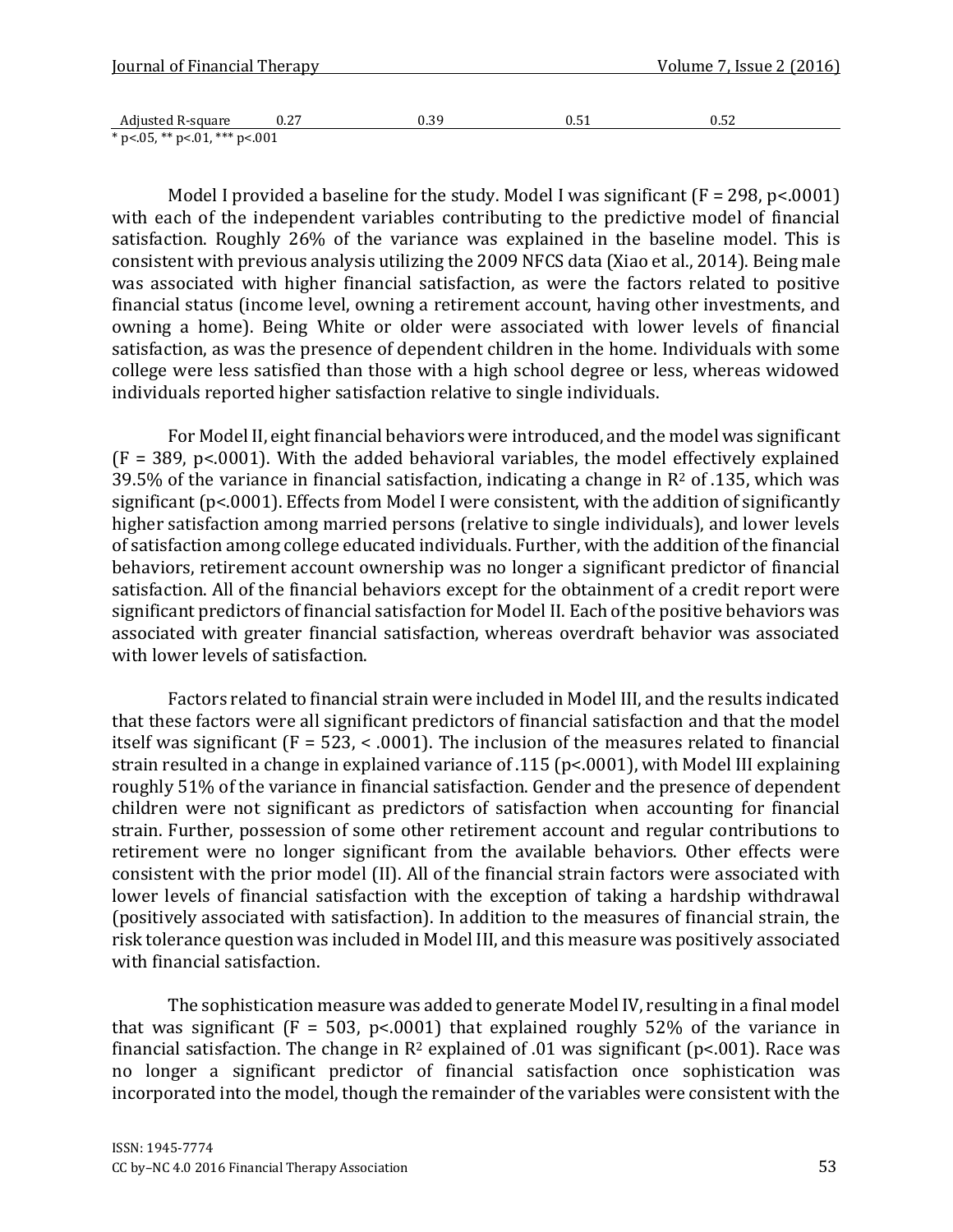| Adjusted R-square | 0.27 | 0.39 | 0.51 | 0.52 |
|---|---|---|---|---|

* p<.05, ** p<.01, *** p<.001

Model I provided a baseline for the study. Model I was significant ($F = 298, p<.0001$) with each of the independent variables contributing to the predictive model of financial satisfaction. Roughly 26% of the variance was explained in the baseline model. This is consistent with previous analysis utilizing the 2009 NFCS data (Xiao et al., 2014). Being male was associated with higher financial satisfaction, as were the factors related to positive financial status (income level, owning a retirement account, having other investments, and owning a home). Being White or older were associated with lower levels of financial satisfaction, as was the presence of dependent children in the home. Individuals with some college were less satisfied than those with a high school degree or less, whereas widowed individuals reported higher satisfaction relative to single individuals.

For Model II, eight financial behaviors were introduced, and the model was significant ($F = 389, p<.0001$). With the added behavioral variables, the model effectively explained 39.5% of the variance in financial satisfaction, indicating a change in $R^2$ of .135, which was significant ($p<.0001$). Effects from Model I were consistent, with the addition of significantly higher satisfaction among married persons (relative to single individuals), and lower levels of satisfaction among college educated individuals. Further, with the addition of the financial behaviors, retirement account ownership was no longer a significant predictor of financial satisfaction. All of the financial behaviors except for the obtainment of a credit report were significant predictors of financial satisfaction for Model II. Each of the positive behaviors was associated with greater financial satisfaction, whereas overdraft behavior was associated with lower levels of satisfaction.

Factors related to financial strain were included in Model III, and the results indicated that these factors were all significant predictors of financial satisfaction and that the model itself was significant ($F = 523, < .0001$). The inclusion of the measures related to financial strain resulted in a change in explained variance of .115 ($p<.0001$), with Model III explaining roughly 51% of the variance in financial satisfaction. Gender and the presence of dependent children were not significant as predictors of satisfaction when accounting for financial strain. Further, possession of some other retirement account and regular contributions to retirement were no longer significant from the available behaviors. Other effects were consistent with the prior model (II). All of the financial strain factors were associated with lower levels of financial satisfaction with the exception of taking a hardship withdrawal (positively associated with satisfaction). In addition to the measures of financial strain, the risk tolerance question was included in Model III, and this measure was positively associated with financial satisfaction.

The sophistication measure was added to generate Model IV, resulting in a final model that was significant ($F = 503, p<.0001$) that explained roughly 52% of the variance in financial satisfaction. The change in $R^2$ explained of .01 was significant ($p<.001$). Race was no longer a significant predictor of financial satisfaction once sophistication was incorporated into the model, though the remainder of the variables were consistent with the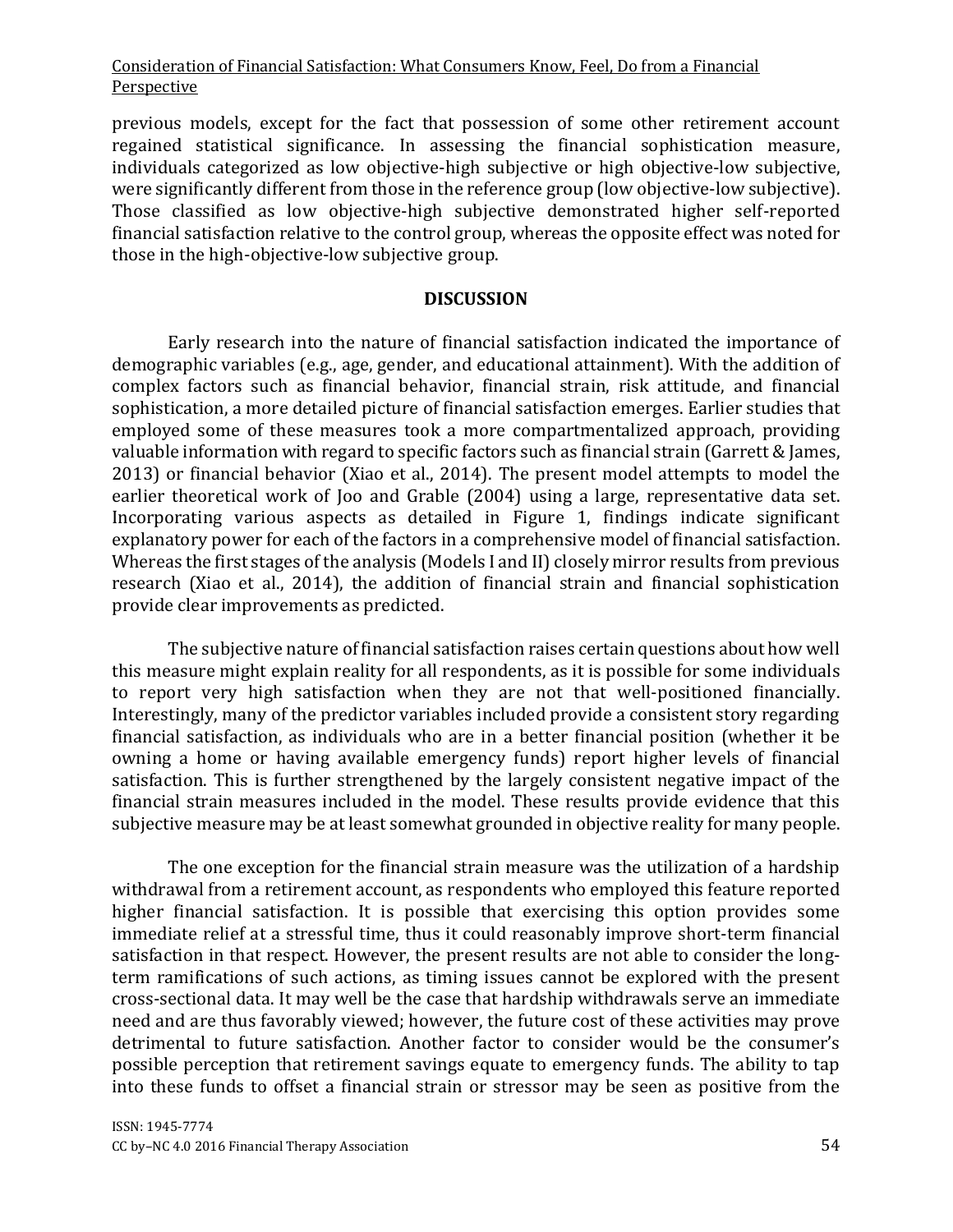previous models, except for the fact that possession of some other retirement account regained statistical significance. In assessing the financial sophistication measure, individuals categorized as low objective-high subjective or high objective-low subjective, were significantly different from those in the reference group (low objective-low subjective). Those classified as low objective-high subjective demonstrated higher self-reported financial satisfaction relative to the control group, whereas the opposite effect was noted for those in the high-objective-low subjective group.

## DISCUSSION

Early research into the nature of financial satisfaction indicated the importance of demographic variables (e.g., age, gender, and educational attainment). With the addition of complex factors such as financial behavior, financial strain, risk attitude, and financial sophistication, a more detailed picture of financial satisfaction emerges. Earlier studies that employed some of these measures took a more compartmentalized approach, providing valuable information with regard to specific factors such as financial strain (Garrett & James, 2013) or financial behavior (Xiao et al., 2014). The present model attempts to model the earlier theoretical work of Joo and Grable (2004) using a large, representative data set. Incorporating various aspects as detailed in Figure 1, findings indicate significant explanatory power for each of the factors in a comprehensive model of financial satisfaction. Whereas the first stages of the analysis (Models I and II) closely mirror results from previous research (Xiao et al., 2014), the addition of financial strain and financial sophistication provide clear improvements as predicted.

The subjective nature of financial satisfaction raises certain questions about how well this measure might explain reality for all respondents, as it is possible for some individuals to report very high satisfaction when they are not that well-positioned financially. Interestingly, many of the predictor variables included provide a consistent story regarding financial satisfaction, as individuals who are in a better financial position (whether it be owning a home or having available emergency funds) report higher levels of financial satisfaction. This is further strengthened by the largely consistent negative impact of the financial strain measures included in the model. These results provide evidence that this subjective measure may be at least somewhat grounded in objective reality for many people.

The one exception for the financial strain measure was the utilization of a hardship withdrawal from a retirement account, as respondents who employed this feature reported higher financial satisfaction. It is possible that exercising this option provides some immediate relief at a stressful time, thus it could reasonably improve short-term financial satisfaction in that respect. However, the present results are not able to consider the long-term ramifications of such actions, as timing issues cannot be explored with the present cross-sectional data. It may well be the case that hardship withdrawals serve an immediate need and are thus favorably viewed; however, the future cost of these activities may prove detrimental to future satisfaction. Another factor to consider would be the consumer's possible perception that retirement savings equate to emergency funds. The ability to tap into these funds to offset a financial strain or stressor may be seen as positive from the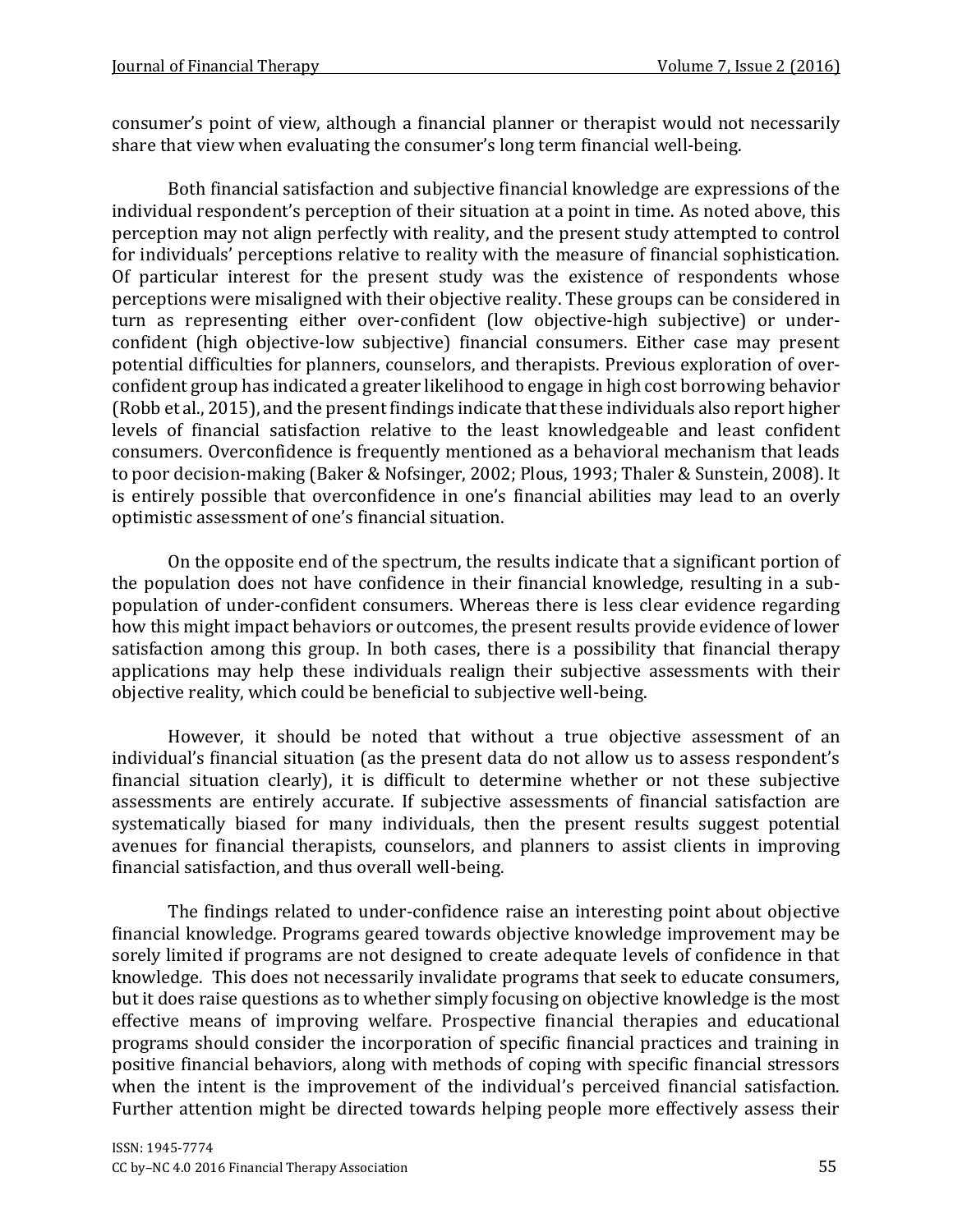consumer's point of view, although a financial planner or therapist would not necessarily share that view when evaluating the consumer's long term financial well-being.

Both financial satisfaction and subjective financial knowledge are expressions of the individual respondent's perception of their situation at a point in time. As noted above, this perception may not align perfectly with reality, and the present study attempted to control for individuals' perceptions relative to reality with the measure of financial sophistication. Of particular interest for the present study was the existence of respondents whose perceptions were misaligned with their objective reality. These groups can be considered in turn as representing either over-confident (low objective-high subjective) or under-confident (high objective-low subjective) financial consumers. Either case may present potential difficulties for planners, counselors, and therapists. Previous exploration of over-confident group has indicated a greater likelihood to engage in high cost borrowing behavior (Robb et al., 2015), and the present findings indicate that these individuals also report higher levels of financial satisfaction relative to the least knowledgeable and least confident consumers. Overconfidence is frequently mentioned as a behavioral mechanism that leads to poor decision-making (Baker & Nofsinger, 2002; Plous, 1993; Thaler & Sunstein, 2008). It is entirely possible that overconfidence in one's financial abilities may lead to an overly optimistic assessment of one's financial situation.

On the opposite end of the spectrum, the results indicate that a significant portion of the population does not have confidence in their financial knowledge, resulting in a sub-population of under-confident consumers. Whereas there is less clear evidence regarding how this might impact behaviors or outcomes, the present results provide evidence of lower satisfaction among this group. In both cases, there is a possibility that financial therapy applications may help these individuals realign their subjective assessments with their objective reality, which could be beneficial to subjective well-being.

However, it should be noted that without a true objective assessment of an individual's financial situation (as the present data do not allow us to assess respondent's financial situation clearly), it is difficult to determine whether or not these subjective assessments are entirely accurate. If subjective assessments of financial satisfaction are systematically biased for many individuals, then the present results suggest potential avenues for financial therapists, counselors, and planners to assist clients in improving financial satisfaction, and thus overall well-being.

The findings related to under-confidence raise an interesting point about objective financial knowledge. Programs geared towards objective knowledge improvement may be sorely limited if programs are not designed to create adequate levels of confidence in that knowledge. This does not necessarily invalidate programs that seek to educate consumers, but it does raise questions as to whether simply focusing on objective knowledge is the most effective means of improving welfare. Prospective financial therapies and educational programs should consider the incorporation of specific financial practices and training in positive financial behaviors, along with methods of coping with specific financial stressors when the intent is the improvement of the individual's perceived financial satisfaction. Further attention might be directed towards helping people more effectively assess their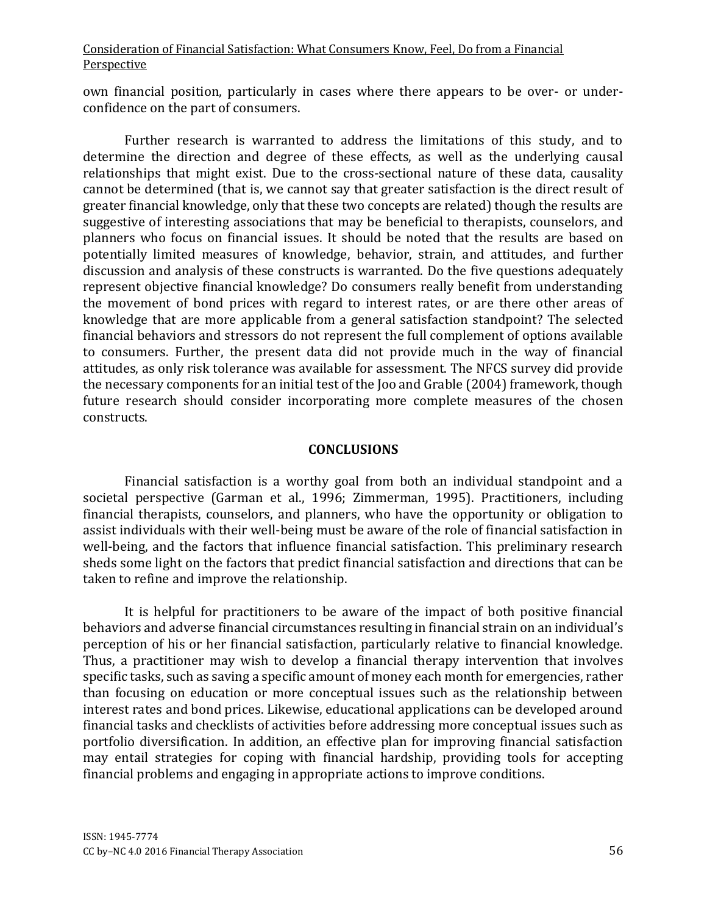own financial position, particularly in cases where there appears to be over- or under-confidence on the part of consumers.

Further research is warranted to address the limitations of this study, and to determine the direction and degree of these effects, as well as the underlying causal relationships that might exist. Due to the cross-sectional nature of these data, causality cannot be determined (that is, we cannot say that greater satisfaction is the direct result of greater financial knowledge, only that these two concepts are related) though the results are suggestive of interesting associations that may be beneficial to therapists, counselors, and planners who focus on financial issues. It should be noted that the results are based on potentially limited measures of knowledge, behavior, strain, and attitudes, and further discussion and analysis of these constructs is warranted. Do the five questions adequately represent objective financial knowledge? Do consumers really benefit from understanding the movement of bond prices with regard to interest rates, or are there other areas of knowledge that are more applicable from a general satisfaction standpoint? The selected financial behaviors and stressors do not represent the full complement of options available to consumers. Further, the present data did not provide much in the way of financial attitudes, as only risk tolerance was available for assessment. The NFCS survey did provide the necessary components for an initial test of the Joo and Grable (2004) framework, though future research should consider incorporating more complete measures of the chosen constructs.

## CONCLUSIONS

Financial satisfaction is a worthy goal from both an individual standpoint and a societal perspective (Garman et al., 1996; Zimmerman, 1995). Practitioners, including financial therapists, counselors, and planners, who have the opportunity or obligation to assist individuals with their well-being must be aware of the role of financial satisfaction in well-being, and the factors that influence financial satisfaction. This preliminary research sheds some light on the factors that predict financial satisfaction and directions that can be taken to refine and improve the relationship.

It is helpful for practitioners to be aware of the impact of both positive financial behaviors and adverse financial circumstances resulting in financial strain on an individual's perception of his or her financial satisfaction, particularly relative to financial knowledge. Thus, a practitioner may wish to develop a financial therapy intervention that involves specific tasks, such as saving a specific amount of money each month for emergencies, rather than focusing on education or more conceptual issues such as the relationship between interest rates and bond prices. Likewise, educational applications can be developed around financial tasks and checklists of activities before addressing more conceptual issues such as portfolio diversification. In addition, an effective plan for improving financial satisfaction may entail strategies for coping with financial hardship, providing tools for accepting financial problems and engaging in appropriate actions to improve conditions.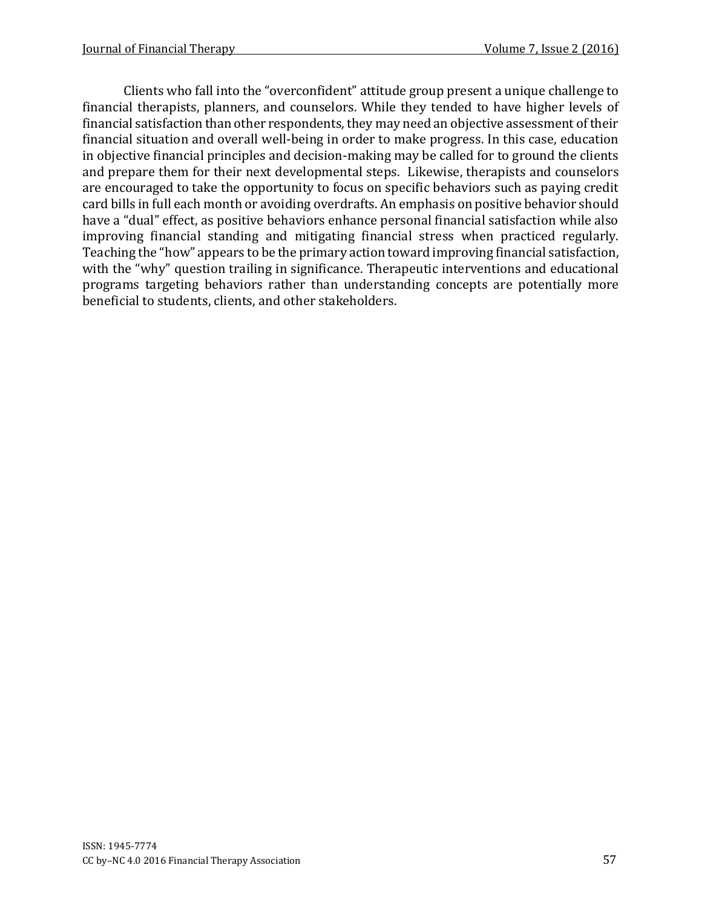Clients who fall into the "overconfident" attitude group present a unique challenge to financial therapists, planners, and counselors. While they tended to have higher levels of financial satisfaction than other respondents, they may need an objective assessment of their financial situation and overall well-being in order to make progress. In this case, education in objective financial principles and decision-making may be called for to ground the clients and prepare them for their next developmental steps. Likewise, therapists and counselors are encouraged to take the opportunity to focus on specific behaviors such as paying credit card bills in full each month or avoiding overdrafts. An emphasis on positive behavior should have a "dual" effect, as positive behaviors enhance personal financial satisfaction while also improving financial standing and mitigating financial stress when practiced regularly. Teaching the "how" appears to be the primary action toward improving financial satisfaction, with the "why" question trailing in significance. Therapeutic interventions and educational programs targeting behaviors rather than understanding concepts are potentially more beneficial to students, clients, and other stakeholders.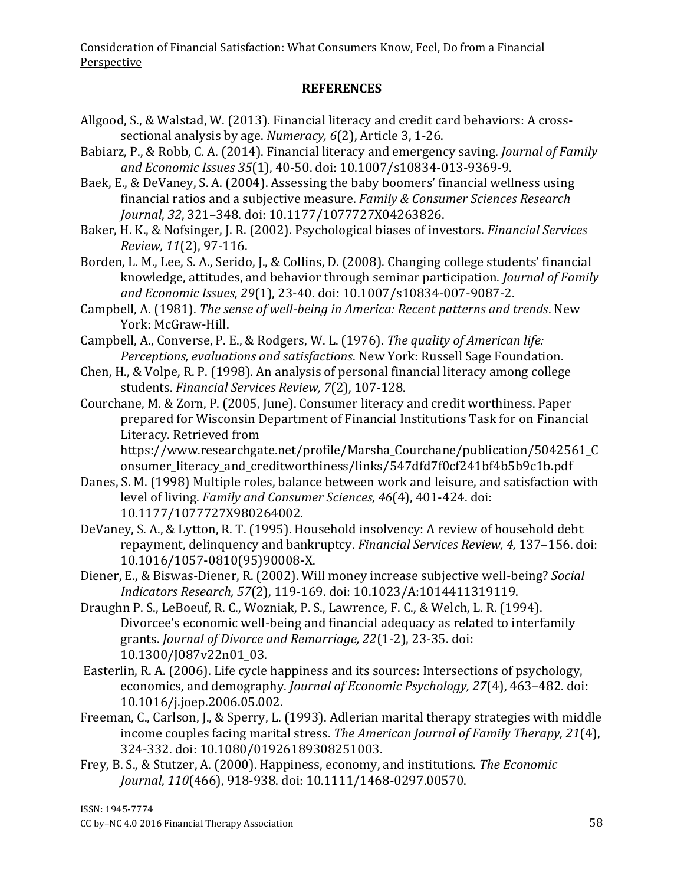## REFERENCES

Allgood, S., & Walstad, W. (2013). Financial literacy and credit card behaviors: A cross-sectional analysis by age. *Numeracy, 6*(2), Article 3, 1-26.

Babiarz, P., & Robb, C. A. (2014). Financial literacy and emergency saving. *Journal of Family and Economic Issues 35*(1), 40-50. doi: 10.1007/s10834-013-9369-9.

Baek, E., & DeVaney, S. A. (2004). Assessing the baby boomers' financial wellness using financial ratios and a subjective measure. *Family & Consumer Sciences Research Journal*, *32*, 321–348. doi: 10.1177/1077727X04263826.

Baker, H. K., & Nofsinger, J. R. (2002). Psychological biases of investors. *Financial Services Review, 11*(2), 97-116.

Borden, L. M., Lee, S. A., Serido, J., & Collins, D. (2008). Changing college students' financial knowledge, attitudes, and behavior through seminar participation. *Journal of Family and Economic Issues, 29*(1), 23-40. doi: 10.1007/s10834-007-9087-2.

Campbell, A. (1981). *The sense of well-being in America: Recent patterns and trends*. New York: McGraw-Hill.

Campbell, A., Converse, P. E., & Rodgers, W. L. (1976). *The quality of American life: Perceptions, evaluations and satisfactions*. New York: Russell Sage Foundation.

Chen, H., & Volpe, R. P. (1998). An analysis of personal financial literacy among college students. *Financial Services Review, 7*(2), 107-128.

Courchane, M. & Zorn, P. (2005, June). Consumer literacy and credit worthiness. Paper prepared for Wisconsin Department of Financial Institutions Task for on Financial Literacy. Retrieved from https://www.researchgate.net/profile/Marsha_Courchane/publication/5042561_Consumer_literacy_and_creditworthiness/links/547dfd7f0cf241bf4b5b9c1b.pdf

Danes, S. M. (1998) Multiple roles, balance between work and leisure, and satisfaction with level of living. *Family and Consumer Sciences, 46*(4), 401-424. doi: 10.1177/1077727X980264002.

DeVaney, S. A., & Lytton, R. T. (1995). Household insolvency: A review of household debt repayment, delinquency and bankruptcy. *Financial Services Review, 4,* 137–156. doi: 10.1016/1057-0810(95)90008-X.

Diener, E., & Biswas-Diener, R. (2002). Will money increase subjective well-being? *Social Indicators Research, 57*(2), 119-169. doi: 10.1023/A:1014411319119.

Draughn P. S., LeBoeuf, R. C., Wozniak, P. S., Lawrence, F. C., & Welch, L. R. (1994). Divorcee's economic well-being and financial adequacy as related to interfamily grants. *Journal of Divorce and Remarriage, 22*(1-2), 23-35. doi: 10.1300/J087v22n01_03.

Easterlin, R. A. (2006). Life cycle happiness and its sources: Intersections of psychology, economics, and demography. *Journal of Economic Psychology, 27*(4), 463–482. doi: 10.1016/j.joep.2006.05.002.

Freeman, C., Carlson, J., & Sperry, L. (1993). Adlerian marital therapy strategies with middle income couples facing marital stress. *The American Journal of Family Therapy, 21*(4), 324-332. doi: 10.1080/01926189308251003.

Frey, B. S., & Stutzer, A. (2000). Happiness, economy, and institutions. *The Economic Journal*, *110*(466), 918-938. doi: 10.1111/1468-0297.00570.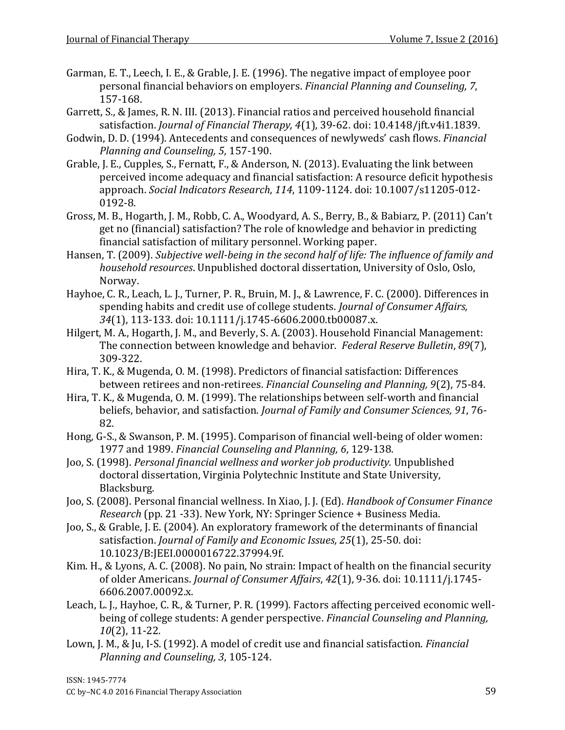Garman, E. T., Leech, I. E., & Grable, J. E. (1996). The negative impact of employee poor personal financial behaviors on employers. *Financial Planning and Counseling, 7*, 157-168.

Garrett, S., & James, R. N. III. (2013). Financial ratios and perceived household financial satisfaction. *Journal of Financial Therapy, 4*(1), 39-62. doi: 10.4148/jft.v4i1.1839.

Godwin, D. D. (1994). Antecedents and consequences of newlyweds' cash flows. *Financial Planning and Counseling, 5*, 157-190.

Grable, J. E., Cupples, S., Fernatt, F., & Anderson, N. (2013). Evaluating the link between perceived income adequacy and financial satisfaction: A resource deficit hypothesis approach. *Social Indicators Research*, *114*, 1109-1124. doi: 10.1007/s11205-012-0192-8.

Gross, M. B., Hogarth, J. M., Robb, C. A., Woodyard, A. S., Berry, B., & Babiarz, P. (2011) Can't get no (financial) satisfaction? The role of knowledge and behavior in predicting financial satisfaction of military personnel. Working paper.

Hansen, T. (2009). *Subjective well-being in the second half of life: The influence of family and household resources*. Unpublished doctoral dissertation, University of Oslo, Oslo, Norway.

Hayhoe, C. R., Leach, L. J., Turner, P. R., Bruin, M. J., & Lawrence, F. C. (2000). Differences in spending habits and credit use of college students. *Journal of Consumer Affairs, 34*(1), 113-133. doi: 10.1111/j.1745-6606.2000.tb00087.x.

Hilgert, M. A., Hogarth, J. M., and Beverly, S. A. (2003). Household Financial Management: The connection between knowledge and behavior. *Federal Reserve Bulletin*, *89*(7), 309-322.

Hira, T. K., & Mugenda, O. M. (1998). Predictors of financial satisfaction: Differences between retirees and non-retirees. *Financial Counseling and Planning, 9*(2), 75-84.

Hira, T. K., & Mugenda, O. M. (1999). The relationships between self-worth and financial beliefs, behavior, and satisfaction. *Journal of Family and Consumer Sciences, 91*, 76-82.

Hong, G-S., & Swanson, P. M. (1995). Comparison of financial well-being of older women: 1977 and 1989. *Financial Counseling and Planning, 6*, 129-138.

Joo, S. (1998). *Personal financial wellness and worker job productivity.* Unpublished doctoral dissertation, Virginia Polytechnic Institute and State University, Blacksburg.

Joo, S. (2008). Personal financial wellness. In Xiao, J. J. (Ed). *Handbook of Consumer Finance Research* (pp. 21 -33). New York, NY: Springer Science + Business Media.

Joo, S., & Grable, J. E. (2004). An exploratory framework of the determinants of financial satisfaction. *Journal of Family and Economic Issues, 25*(1), 25-50. doi: 10.1023/B:JEEI.0000016722.37994.9f.

Kim. H., & Lyons, A. C. (2008). No pain, No strain: Impact of health on the financial security of older Americans. *Journal of Consumer Affairs*, *42*(1), 9-36. doi: 10.1111/j.1745-6606.2007.00092.x.

Leach, L. J., Hayhoe, C. R., & Turner, P. R. (1999). Factors affecting perceived economic well-being of college students: A gender perspective. *Financial Counseling and Planning, 10*(2), 11-22.

Lown, J. M., & Ju, I-S. (1992). A model of credit use and financial satisfaction. *Financial Planning and Counseling, 3*, 105-124.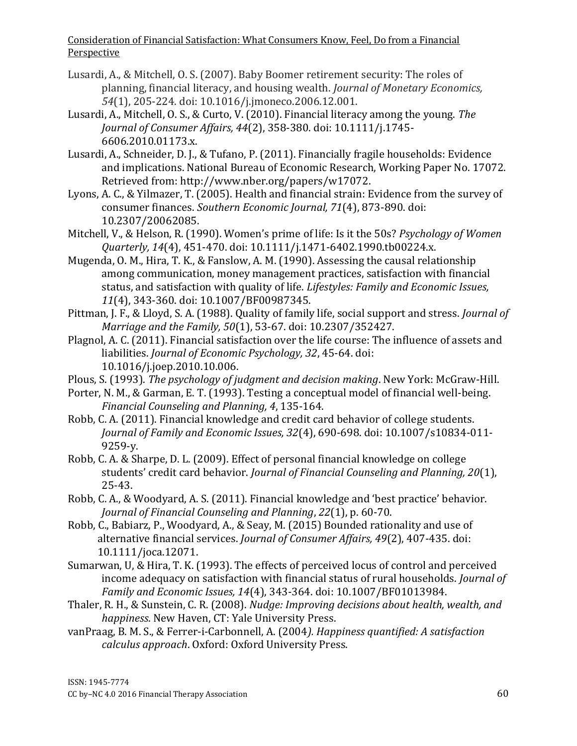Lusardi, A., & Mitchell, O. S. (2007). Baby Boomer retirement security: The roles of planning, financial literacy, and housing wealth. *Journal of Monetary Economics, 54*(1), 205-224. doi: 10.1016/j.jmoneco.2006.12.001.

Lusardi, A., Mitchell, O. S., & Curto, V. (2010). Financial literacy among the young. *The Journal of Consumer Affairs, 44*(2), 358-380. doi: 10.1111/j.1745-6606.2010.01173.x.

Lusardi, A., Schneider, D. J., & Tufano, P. (2011). Financially fragile households: Evidence and implications. National Bureau of Economic Research, Working Paper No. 17072. Retrieved from: http://www.nber.org/papers/w17072.

Lyons, A. C., & Yilmazer, T. (2005). Health and financial strain: Evidence from the survey of consumer finances. *Southern Economic Journal, 71*(4), 873-890. doi: 10.2307/20062085.

Mitchell, V., & Helson, R. (1990). Women's prime of life: Is it the 50s? *Psychology of Women Quarterly, 14*(4), 451-470. doi: 10.1111/j.1471-6402.1990.tb00224.x.

Mugenda, O. M., Hira, T. K., & Fanslow, A. M. (1990). Assessing the causal relationship among communication, money management practices, satisfaction with financial status, and satisfaction with quality of life. *Lifestyles: Family and Economic Issues, 11*(4), 343-360. doi: 10.1007/BF00987345.

Pittman, J. F., & Lloyd, S. A. (1988). Quality of family life, social support and stress. *Journal of Marriage and the Family, 50*(1), 53-67. doi: 10.2307/352427.

Plagnol, A. C. (2011). Financial satisfaction over the life course: The influence of assets and liabilities. *Journal of Economic Psychology, 32*, 45-64. doi: 10.1016/j.joep.2010.10.006.

Plous, S. (1993). *The psychology of judgment and decision making*. New York: McGraw-Hill.

Porter, N. M., & Garman, E. T. (1993). Testing a conceptual model of financial well-being. *Financial Counseling and Planning, 4*, 135-164.

Robb, C. A. (2011). Financial knowledge and credit card behavior of college students. *Journal of Family and Economic Issues, 32*(4), 690-698. doi: 10.1007/s10834-011-9259-y.

Robb, C. A. & Sharpe, D. L. (2009). Effect of personal financial knowledge on college students' credit card behavior. *Journal of Financial Counseling and Planning, 20*(1), 25-43.

Robb, C. A., & Woodyard, A. S. (2011). Financial knowledge and 'best practice' behavior. *Journal of Financial Counseling and Planning*, *22*(1), p. 60-70.

Robb, C., Babiarz, P., Woodyard, A., & Seay, M. (2015) Bounded rationality and use of alternative financial services. *Journal of Consumer Affairs, 49*(2), 407-435. doi: 10.1111/joca.12071.

Sumarwan, U, & Hira, T. K. (1993). The effects of perceived locus of control and perceived income adequacy on satisfaction with financial status of rural households. *Journal of Family and Economic Issues, 14*(4), 343-364. doi: 10.1007/BF01013984.

Thaler, R. H., & Sunstein, C. R. (2008). *Nudge: Improving decisions about health, wealth, and happiness*. New Haven, CT: Yale University Press.

vanPraag, B. M. S., & Ferrer-i-Carbonnell, A. (2004*). Happiness quantified: A satisfaction calculus approach*. Oxford: Oxford University Press.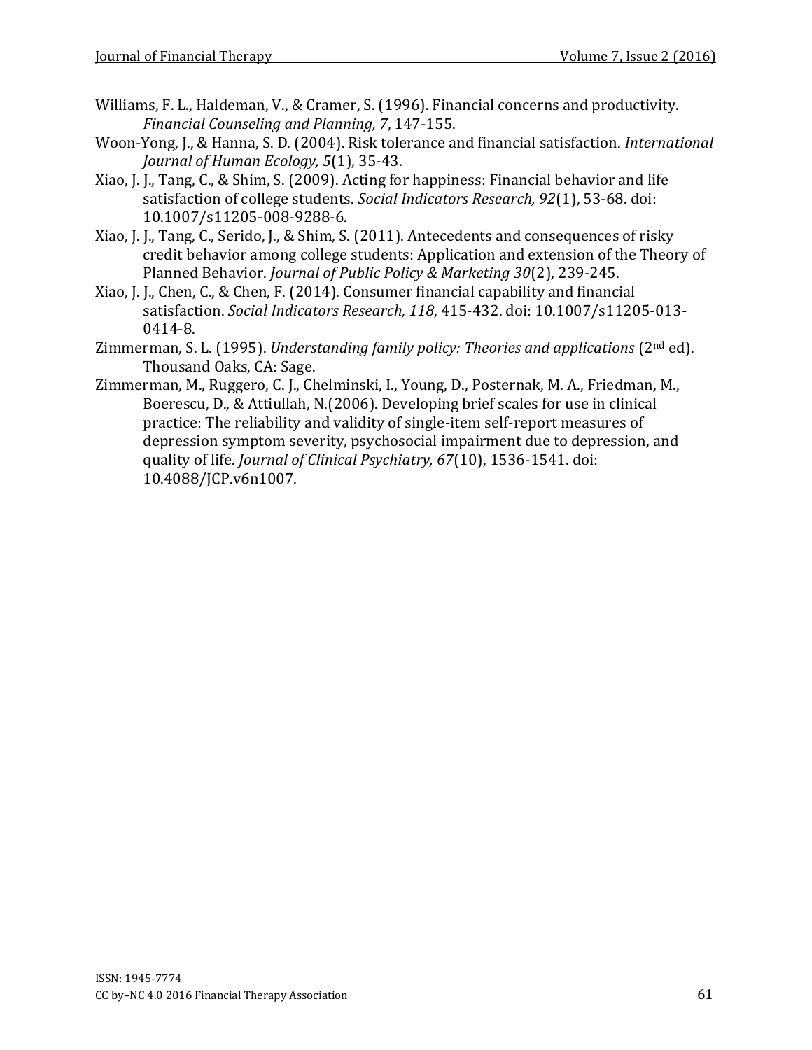Williams, F. L., Haldeman, V., & Cramer, S. (1996). Financial concerns and productivity. *Financial Counseling and Planning, 7*, 147-155.

Woon-Yong, J., & Hanna, S. D. (2004). Risk tolerance and financial satisfaction. *International Journal of Human Ecology, 5*(1), 35-43.

Xiao, J. J., Tang, C., & Shim, S. (2009). Acting for happiness: Financial behavior and life satisfaction of college students. *Social Indicators Research, 92*(1), 53-68. doi: 10.1007/s11205-008-9288-6.

Xiao, J. J., Tang, C., Serido, J., & Shim, S. (2011). Antecedents and consequences of risky credit behavior among college students: Application and extension of the Theory of Planned Behavior. *Journal of Public Policy & Marketing 30*(2), 239-245.

Xiao, J. J., Chen, C., & Chen, F. (2014). Consumer financial capability and financial satisfaction. *Social Indicators Research, 118*, 415-432. doi: 10.1007/s11205-013-0414-8.

Zimmerman, S. L. (1995). *Understanding family policy: Theories and applications* (2nd ed). Thousand Oaks, CA: Sage.

Zimmerman, M., Ruggero, C. J., Chelminski, I., Young, D., Posternak, M. A., Friedman, M., Boerescu, D., & Attiullah, N.(2006). Developing brief scales for use in clinical practice: The reliability and validity of single-item self-report measures of depression symptom severity, psychosocial impairment due to depression, and quality of life. *Journal of Clinical Psychiatry, 67*(10), 1536-1541. doi: 10.4088/JCP.v6n1007.